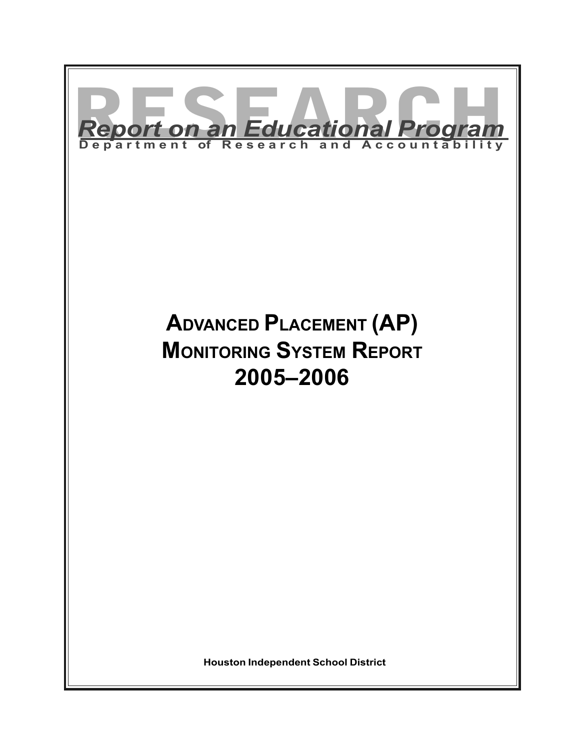# RESEARCH

***Report on an Educational Program***

**Department of Research and Accountability**

# ADVANCED PLACEMENT (AP) MONITORING SYSTEM REPORT 2005–2006

**Houston Independent School District**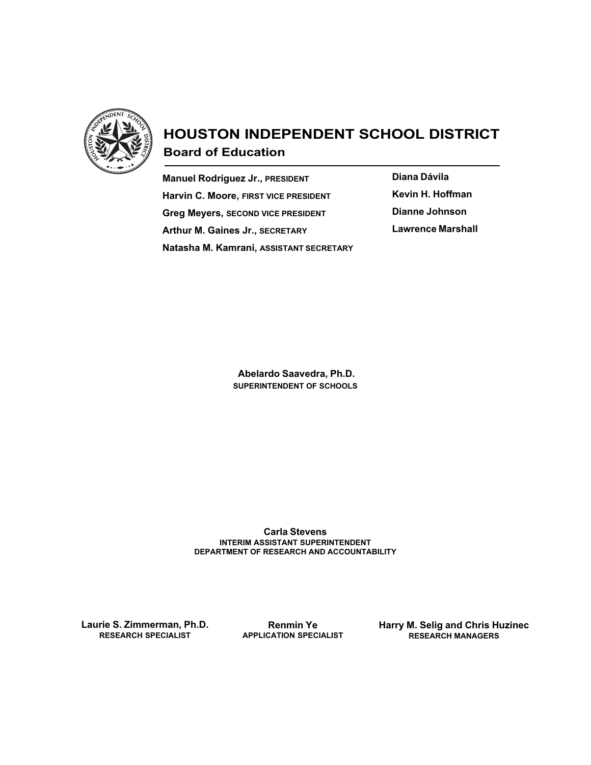# HOUSTON INDEPENDENT SCHOOL DISTRICT

## Board of Education

**Manuel Rodríguez Jr.,** PRESIDENT

**Harvin C. Moore,** FIRST VICE PRESIDENT

**Greg Meyers,** SECOND VICE PRESIDENT

**Arthur M. Gaines Jr.,** SECRETARY

**Natasha M. Kamrani,** ASSISTANT SECRETARY

**Diana Dávila**

**Kevin H. Hoffman**

**Dianne Johnson**

**Lawrence Marshall**

**Abelardo Saavedra, Ph.D.**
SUPERINTENDENT OF SCHOOLS

**Carla Stevens**
INTERIM ASSISTANT SUPERINTENDENT
DEPARTMENT OF RESEARCH AND ACCOUNTABILITY

**Laurie S. Zimmerman, Ph.D.**
RESEARCH SPECIALIST

**Renmin Ye**
APPLICATION SPECIALIST

**Harry M. Selig and Chris Huzinec**
RESEARCH MANAGERS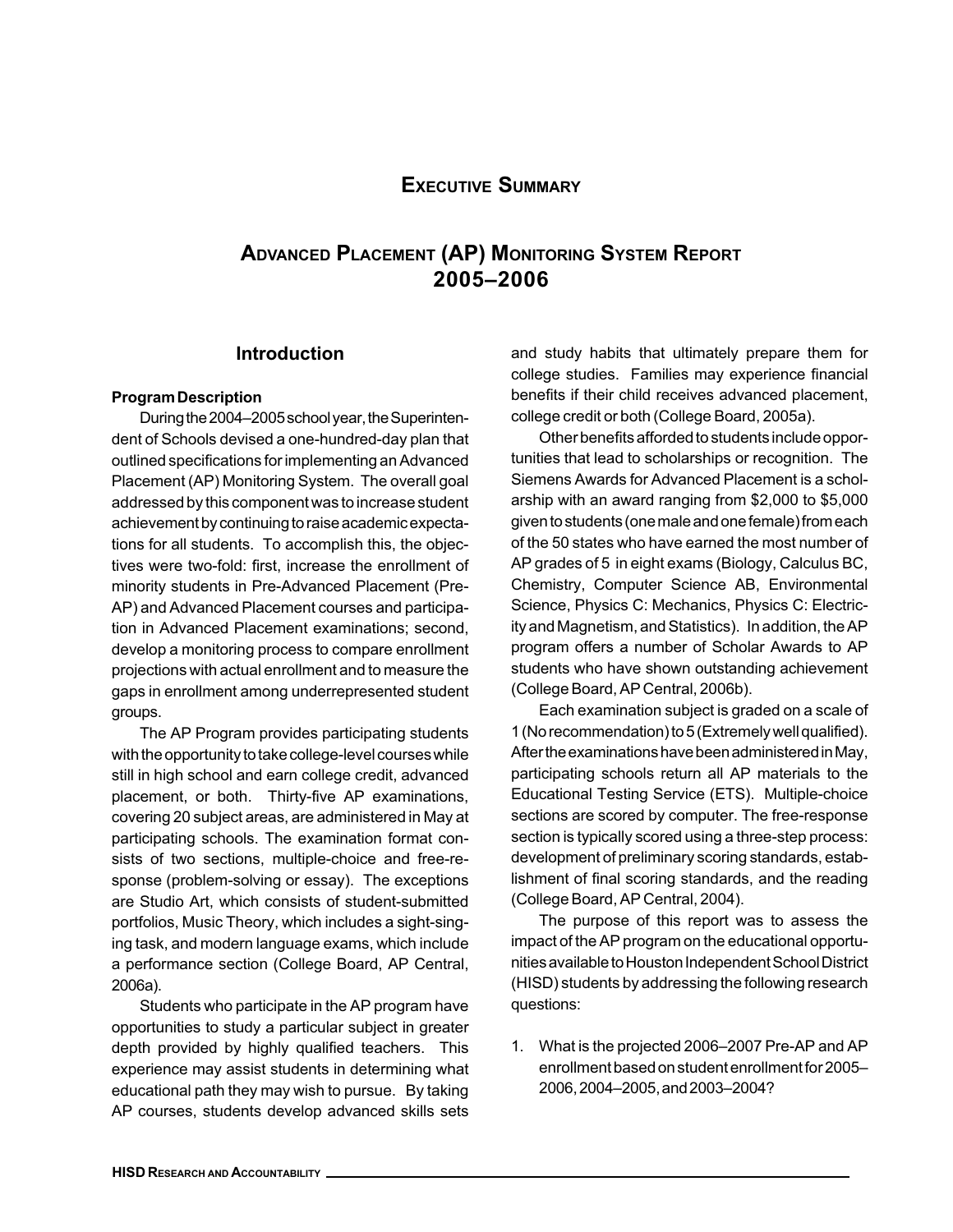# Executive Summary

## Advanced Placement (AP) Monitoring System Report 2005–2006

### Introduction

**Program Description**

During the 2004–2005 school year, the Superintendent of Schools devised a one-hundred-day plan that outlined specifications for implementing an Advanced Placement (AP) Monitoring System. The overall goal addressed by this component was to increase student achievement by continuing to raise academic expectations for all students. To accomplish this, the objectives were two-fold: first, increase the enrollment of minority students in Pre-Advanced Placement (Pre-AP) and Advanced Placement courses and participation in Advanced Placement examinations; second, develop a monitoring process to compare enrollment projections with actual enrollment and to measure the gaps in enrollment among underrepresented student groups.

The AP Program provides participating students with the opportunity to take college-level courses while still in high school and earn college credit, advanced placement, or both. Thirty-five AP examinations, covering 20 subject areas, are administered in May at participating schools. The examination format consists of two sections, multiple-choice and free-response (problem-solving or essay). The exceptions are Studio Art, which consists of student-submitted portfolios, Music Theory, which includes a sight-singing task, and modern language exams, which include a performance section (College Board, AP Central, 2006a).

Students who participate in the AP program have opportunities to study a particular subject in greater depth provided by highly qualified teachers. This experience may assist students in determining what educational path they may wish to pursue. By taking AP courses, students develop advanced skills sets and study habits that ultimately prepare them for college studies. Families may experience financial benefits if their child receives advanced placement, college credit or both (College Board, 2005a).

Other benefits afforded to students include opportunities that lead to scholarships or recognition. The Siemens Awards for Advanced Placement is a scholarship with an award ranging from $2,000 to $5,000 given to students (one male and one female) from each of the 50 states who have earned the most number of AP grades of 5 in eight exams (Biology, Calculus BC, Chemistry, Computer Science AB, Environmental Science, Physics C: Mechanics, Physics C: Electricity and Magnetism, and Statistics). In addition, the AP program offers a number of Scholar Awards to AP students who have shown outstanding achievement (College Board, AP Central, 2006b).

Each examination subject is graded on a scale of 1 (No recommendation) to 5 (Extremely well qualified). After the examinations have been administered in May, participating schools return all AP materials to the Educational Testing Service (ETS). Multiple-choice sections are scored by computer. The free-response section is typically scored using a three-step process: development of preliminary scoring standards, establishment of final scoring standards, and the reading (College Board, AP Central, 2004).

The purpose of this report was to assess the impact of the AP program on the educational opportunities available to Houston Independent School District (HISD) students by addressing the following research questions:

1. What is the projected 2006–2007 Pre-AP and AP enrollment based on student enrollment for 2005–2006, 2004–2005, and 2003–2004?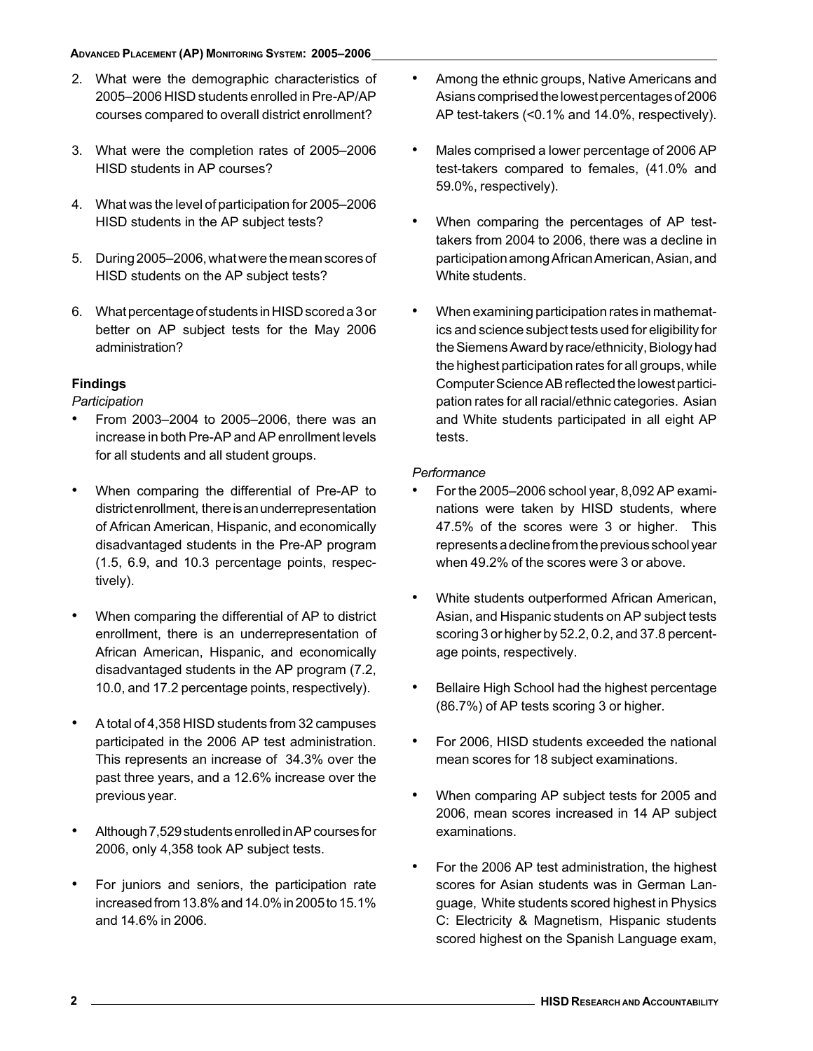2. What were the demographic characteristics of 2005–2006 HISD students enrolled in Pre-AP/AP courses compared to overall district enrollment?

3. What were the completion rates of 2005–2006 HISD students in AP courses?

4. What was the level of participation for 2005–2006 HISD students in the AP subject tests?

5. During 2005–2006, what were the mean scores of HISD students on the AP subject tests?

6. What percentage of students in HISD scored a 3 or better on AP subject tests for the May 2006 administration?

**Findings**

*Participation*

- From 2003–2004 to 2005–2006, there was an increase in both Pre-AP and AP enrollment levels for all students and all student groups.
- When comparing the differential of Pre-AP to district enrollment, there is an underrepresentation of African American, Hispanic, and economically disadvantaged students in the Pre-AP program (1.5, 6.9, and 10.3 percentage points, respectively).
- When comparing the differential of AP to district enrollment, there is an underrepresentation of African American, Hispanic, and economically disadvantaged students in the AP program (7.2, 10.0, and 17.2 percentage points, respectively).
- A total of 4,358 HISD students from 32 campuses participated in the 2006 AP test administration. This represents an increase of 34.3% over the past three years, and a 12.6% increase over the previous year.
- Although 7,529 students enrolled in AP courses for 2006, only 4,358 took AP subject tests.
- For juniors and seniors, the participation rate increased from 13.8% and 14.0% in 2005 to 15.1% and 14.6% in 2006.
- Among the ethnic groups, Native Americans and Asians comprised the lowest percentages of 2006 AP test-takers (<0.1% and 14.0%, respectively).
- Males comprised a lower percentage of 2006 AP test-takers compared to females, (41.0% and 59.0%, respectively).
- When comparing the percentages of AP test-takers from 2004 to 2006, there was a decline in participation among African American, Asian, and White students.
- When examining participation rates in mathematics and science subject tests used for eligibility for the Siemens Award by race/ethnicity, Biology had the highest participation rates for all groups, while Computer Science AB reflected the lowest participation rates for all racial/ethnic categories. Asian and White students participated in all eight AP tests.

*Performance*

- For the 2005–2006 school year, 8,092 AP examinations were taken by HISD students, where 47.5% of the scores were 3 or higher. This represents a decline from the previous school year when 49.2% of the scores were 3 or above.
- White students outperformed African American, Asian, and Hispanic students on AP subject tests scoring 3 or higher by 52.2, 0.2, and 37.8 percentage points, respectively.
- Bellaire High School had the highest percentage (86.7%) of AP tests scoring 3 or higher.
- For 2006, HISD students exceeded the national mean scores for 18 subject examinations.
- When comparing AP subject tests for 2005 and 2006, mean scores increased in 14 AP subject examinations.
- For the 2006 AP test administration, the highest scores for Asian students was in German Language, White students scored highest in Physics C: Electricity & Magnetism, Hispanic students scored highest on the Spanish Language exam,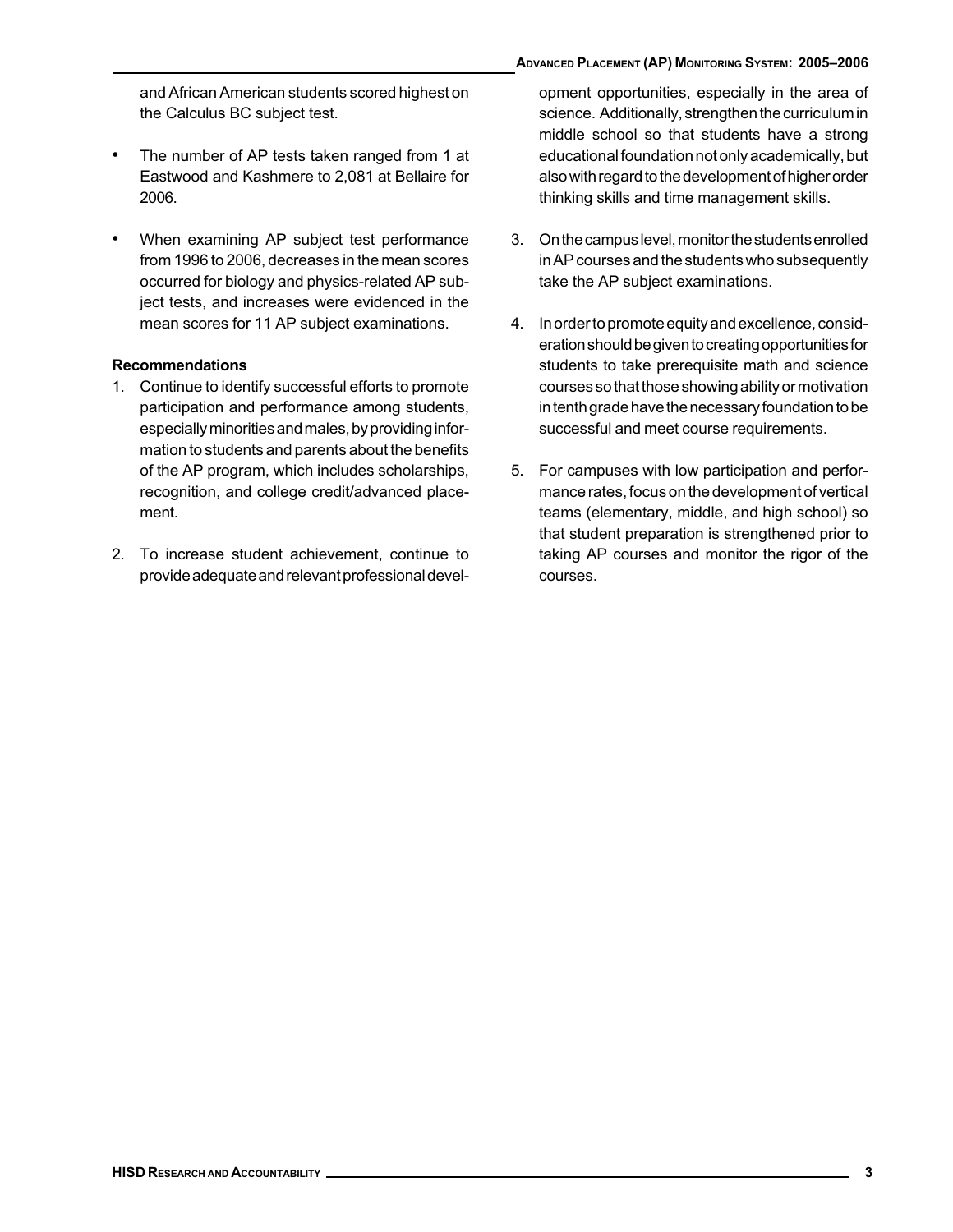and African American students scored highest on the Calculus BC subject test.

- The number of AP tests taken ranged from 1 at Eastwood and Kashmere to 2,081 at Bellaire for 2006.

- When examining AP subject test performance from 1996 to 2006, decreases in the mean scores occurred for biology and physics-related AP subject tests, and increases were evidenced in the mean scores for 11 AP subject examinations.

**Recommendations**

1. Continue to identify successful efforts to promote participation and performance among students, especially minorities and males, by providing information to students and parents about the benefits of the AP program, which includes scholarships, recognition, and college credit/advanced placement.

2. To increase student achievement, continue to provide adequate and relevant professional development opportunities, especially in the area of science. Additionally, strengthen the curriculum in middle school so that students have a strong educational foundation not only academically, but also with regard to the development of higher order thinking skills and time management skills.

3. On the campus level, monitor the students enrolled in AP courses and the students who subsequently take the AP subject examinations.

4. In order to promote equity and excellence, consideration should be given to creating opportunities for students to take prerequisite math and science courses so that those showing ability or motivation in tenth grade have the necessary foundation to be successful and meet course requirements.

5. For campuses with low participation and performance rates, focus on the development of vertical teams (elementary, middle, and high school) so that student preparation is strengthened prior to taking AP courses and monitor the rigor of the courses.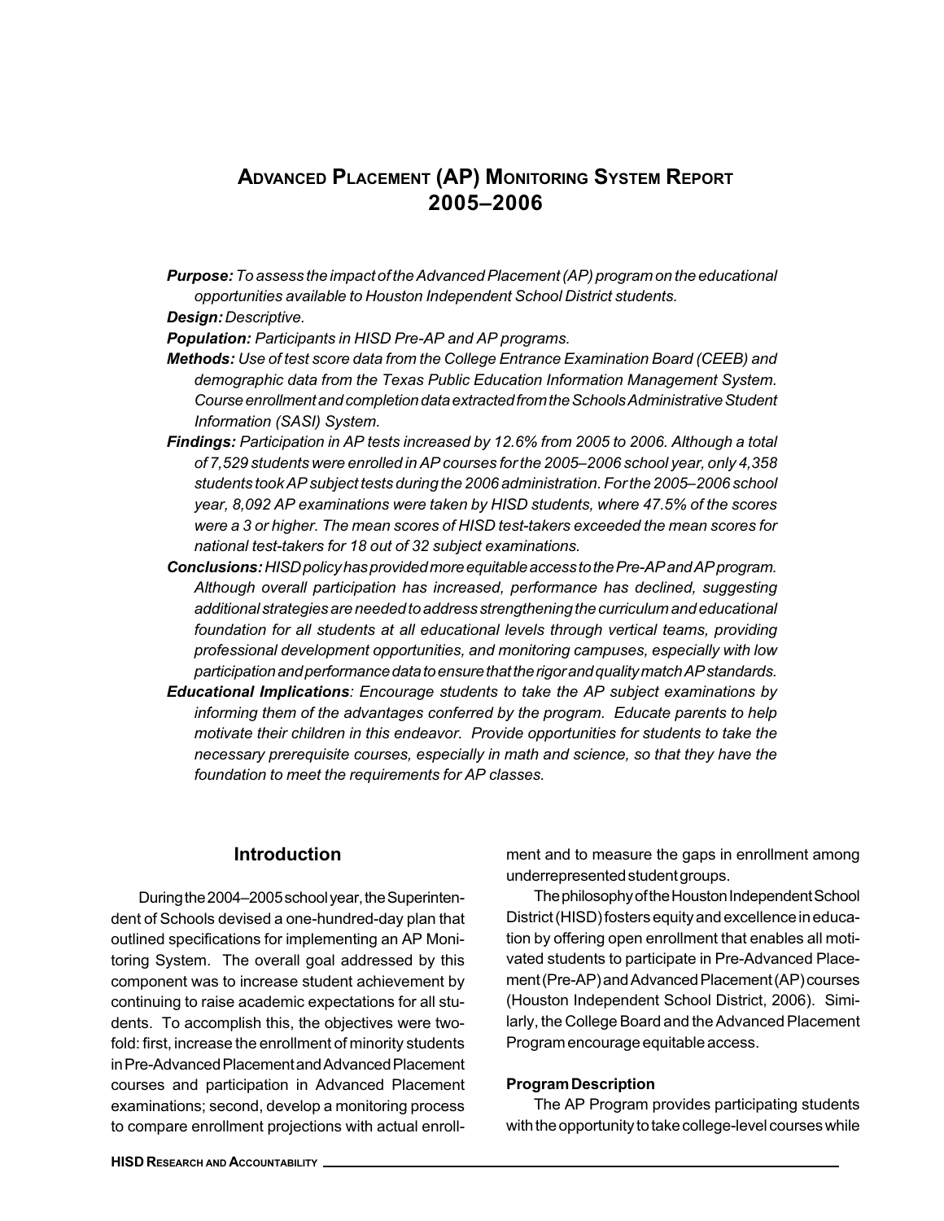# Advanced Placement (AP) Monitoring System Report 2005–2006

***Purpose:*** *To assess the impact of the Advanced Placement (AP) program on the educational opportunities available to Houston Independent School District students.*

***Design:*** *Descriptive.*

***Population:*** *Participants in HISD Pre-AP and AP programs.*

***Methods:*** *Use of test score data from the College Entrance Examination Board (CEEB) and demographic data from the Texas Public Education Information Management System. Course enrollment and completion data extracted from the Schools Administrative Student Information (SASI) System.*

***Findings:*** *Participation in AP tests increased by 12.6% from 2005 to 2006. Although a total of 7,529 students were enrolled in AP courses for the 2005–2006 school year, only 4,358 students took AP subject tests during the 2006 administration. For the 2005–2006 school year, 8,092 AP examinations were taken by HISD students, where 47.5% of the scores were a 3 or higher. The mean scores of HISD test-takers exceeded the mean scores for national test-takers for 18 out of 32 subject examinations.*

***Conclusions:*** *HISD policy has provided more equitable access to the Pre-AP and AP program. Although overall participation has increased, performance has declined, suggesting additional strategies are needed to address strengthening the curriculum and educational foundation for all students at all educational levels through vertical teams, providing professional development opportunities, and monitoring campuses, especially with low participation and performance data to ensure that the rigor and quality match AP standards.*

***Educational Implications****: Encourage students to take the AP subject examinations by informing them of the advantages conferred by the program. Educate parents to help motivate their children in this endeavor. Provide opportunities for students to take the necessary prerequisite courses, especially in math and science, so that they have the foundation to meet the requirements for AP classes.*

## Introduction

During the 2004–2005 school year, the Superintendent of Schools devised a one-hundred-day plan that outlined specifications for implementing an AP Monitoring System. The overall goal addressed by this component was to increase student achievement by continuing to raise academic expectations for all students. To accomplish this, the objectives were twofold: first, increase the enrollment of minority students in Pre-Advanced Placement and Advanced Placement courses and participation in Advanced Placement examinations; second, develop a monitoring process to compare enrollment projections with actual enrollment and to measure the gaps in enrollment among underrepresented student groups.

The philosophy of the Houston Independent School District (HISD) fosters equity and excellence in education by offering open enrollment that enables all motivated students to participate in Pre-Advanced Placement (Pre-AP) and Advanced Placement (AP) courses (Houston Independent School District, 2006). Similarly, the College Board and the Advanced Placement Program encourage equitable access.

### Program Description

The AP Program provides participating students with the opportunity to take college-level courses while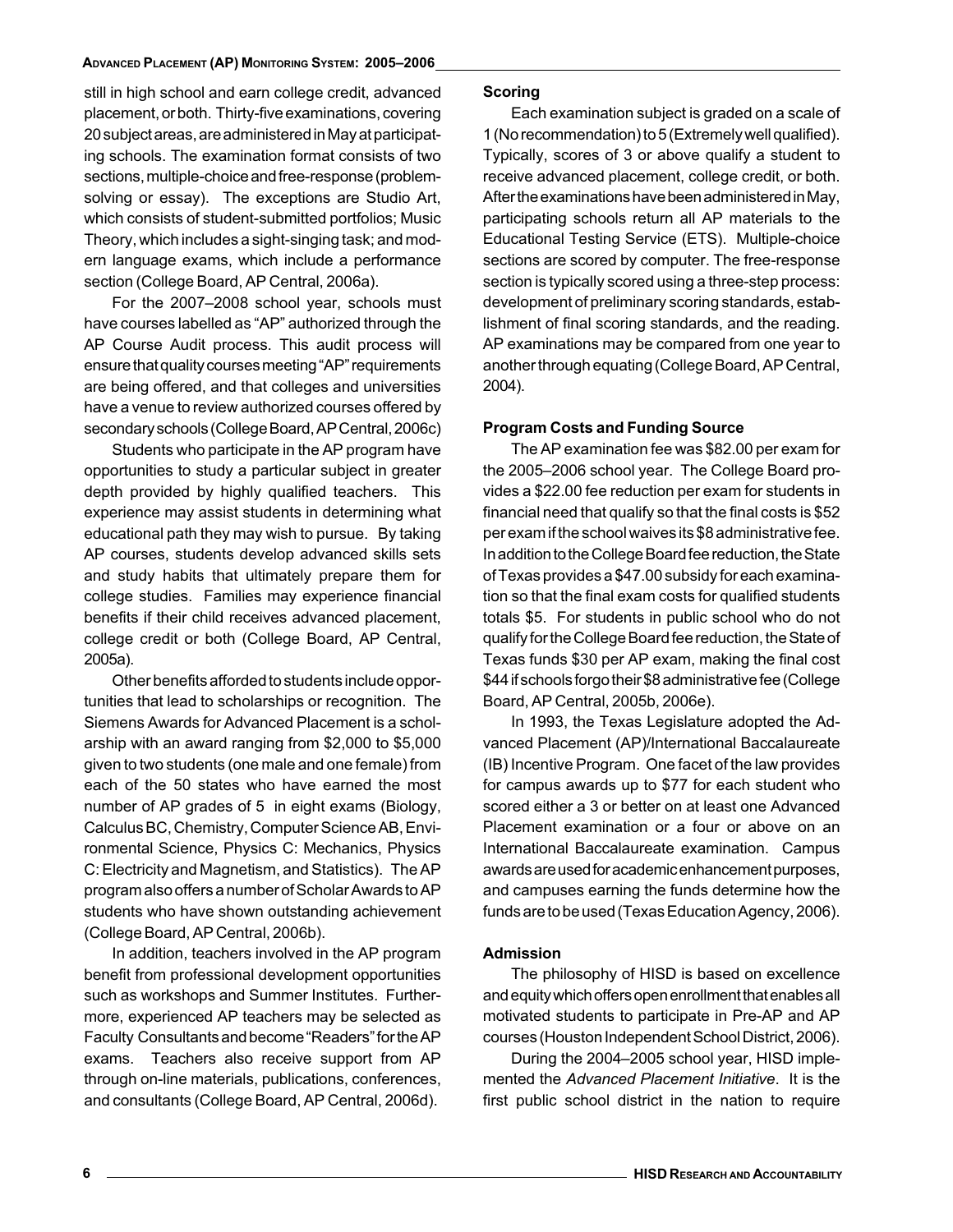still in high school and earn college credit, advanced placement, or both. Thirty-five examinations, covering 20 subject areas, are administered in May at participating schools. The examination format consists of two sections, multiple-choice and free-response (problem-solving or essay). The exceptions are Studio Art, which consists of student-submitted portfolios; Music Theory, which includes a sight-singing task; and modern language exams, which include a performance section (College Board, AP Central, 2006a).

For the 2007–2008 school year, schools must have courses labelled as "AP" authorized through the AP Course Audit process. This audit process will ensure that quality courses meeting "AP" requirements are being offered, and that colleges and universities have a venue to review authorized courses offered by secondary schools (College Board, AP Central, 2006c)

Students who participate in the AP program have opportunities to study a particular subject in greater depth provided by highly qualified teachers. This experience may assist students in determining what educational path they may wish to pursue. By taking AP courses, students develop advanced skills sets and study habits that ultimately prepare them for college studies. Families may experience financial benefits if their child receives advanced placement, college credit or both (College Board, AP Central, 2005a).

Other benefits afforded to students include opportunities that lead to scholarships or recognition. The Siemens Awards for Advanced Placement is a scholarship with an award ranging from $2,000 to $5,000 given to two students (one male and one female) from each of the 50 states who have earned the most number of AP grades of 5 in eight exams (Biology, Calculus BC, Chemistry, Computer Science AB, Environmental Science, Physics C: Mechanics, Physics C: Electricity and Magnetism, and Statistics). The AP program also offers a number of Scholar Awards to AP students who have shown outstanding achievement (College Board, AP Central, 2006b).

In addition, teachers involved in the AP program benefit from professional development opportunities such as workshops and Summer Institutes. Furthermore, experienced AP teachers may be selected as Faculty Consultants and become "Readers" for the AP exams. Teachers also receive support from AP through on-line materials, publications, conferences, and consultants (College Board, AP Central, 2006d).

**Scoring**

Each examination subject is graded on a scale of 1 (No recommendation) to 5 (Extremely well qualified). Typically, scores of 3 or above qualify a student to receive advanced placement, college credit, or both. After the examinations have been administered in May, participating schools return all AP materials to the Educational Testing Service (ETS). Multiple-choice sections are scored by computer. The free-response section is typically scored using a three-step process: development of preliminary scoring standards, establishment of final scoring standards, and the reading. AP examinations may be compared from one year to another through equating (College Board, AP Central, 2004).

**Program Costs and Funding Source**

The AP examination fee was $82.00 per exam for the 2005–2006 school year. The College Board provides a $22.00 fee reduction per exam for students in financial need that qualify so that the final costs is $52 per exam if the school waives its $8 administrative fee. In addition to the College Board fee reduction, the State of Texas provides a $47.00 subsidy for each examination so that the final exam costs for qualified students totals $5. For students in public school who do not qualify for the College Board fee reduction, the State of Texas funds $30 per AP exam, making the final cost $44 if schools forgo their $8 administrative fee (College Board, AP Central, 2005b, 2006e).

In 1993, the Texas Legislature adopted the Advanced Placement (AP)/International Baccalaureate (IB) Incentive Program. One facet of the law provides for campus awards up to $77 for each student who scored either a 3 or better on at least one Advanced Placement examination or a four or above on an International Baccalaureate examination. Campus awards are used for academic enhancement purposes, and campuses earning the funds determine how the funds are to be used (Texas Education Agency, 2006).

**Admission**

The philosophy of HISD is based on excellence and equity which offers open enrollment that enables all motivated students to participate in Pre-AP and AP courses (Houston Independent School District, 2006).

During the 2004–2005 school year, HISD implemented the *Advanced Placement Initiative*. It is the first public school district in the nation to require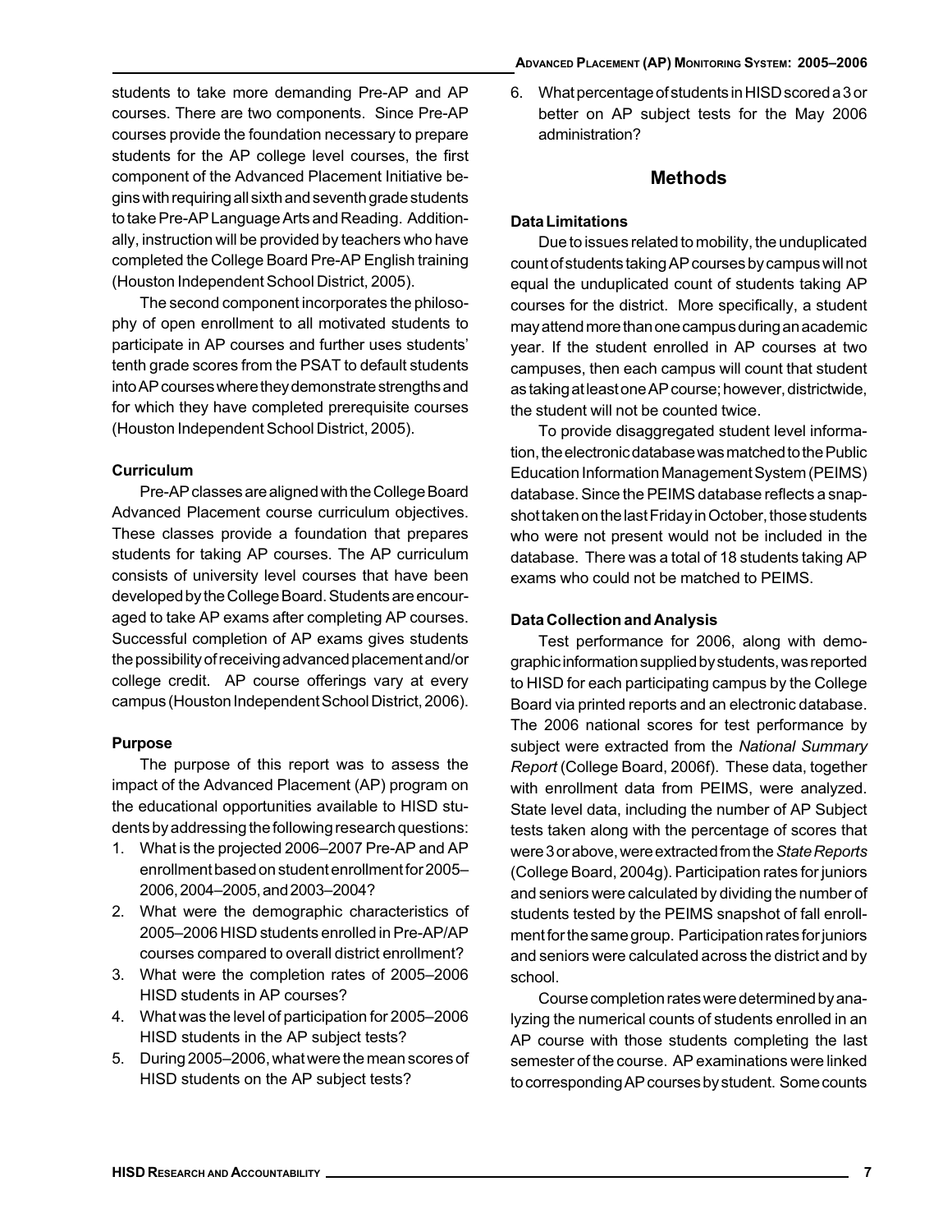students to take more demanding Pre-AP and AP courses. There are two components. Since Pre-AP courses provide the foundation necessary to prepare students for the AP college level courses, the first component of the Advanced Placement Initiative begins with requiring all sixth and seventh grade students to take Pre-AP Language Arts and Reading. Additionally, instruction will be provided by teachers who have completed the College Board Pre-AP English training (Houston Independent School District, 2005).

The second component incorporates the philosophy of open enrollment to all motivated students to participate in AP courses and further uses students' tenth grade scores from the PSAT to default students into AP courses where they demonstrate strengths and for which they have completed prerequisite courses (Houston Independent School District, 2005).

### Curriculum

Pre-AP classes are aligned with the College Board Advanced Placement course curriculum objectives. These classes provide a foundation that prepares students for taking AP courses. The AP curriculum consists of university level courses that have been developed by the College Board. Students are encouraged to take AP exams after completing AP courses. Successful completion of AP exams gives students the possibility of receiving advanced placement and/or college credit. AP course offerings vary at every campus (Houston Independent School District, 2006).

### Purpose

The purpose of this report was to assess the impact of the Advanced Placement (AP) program on the educational opportunities available to HISD students by addressing the following research questions:

1. What is the projected 2006–2007 Pre-AP and AP enrollment based on student enrollment for 2005–2006, 2004–2005, and 2003–2004?
2. What were the demographic characteristics of 2005–2006 HISD students enrolled in Pre-AP/AP courses compared to overall district enrollment?
3. What were the completion rates of 2005–2006 HISD students in AP courses?
4. What was the level of participation for 2005–2006 HISD students in the AP subject tests?
5. During 2005–2006, what were the mean scores of HISD students on the AP subject tests?
6. What percentage of students in HISD scored a 3 or better on AP subject tests for the May 2006 administration?

## Methods

### Data Limitations

Due to issues related to mobility, the unduplicated count of students taking AP courses by campus will not equal the unduplicated count of students taking AP courses for the district. More specifically, a student may attend more than one campus during an academic year. If the student enrolled in AP courses at two campuses, then each campus will count that student as taking at least one AP course; however, districtwide, the student will not be counted twice.

To provide disaggregated student level information, the electronic database was matched to the Public Education Information Management System (PEIMS) database. Since the PEIMS database reflects a snapshot taken on the last Friday in October, those students who were not present would not be included in the database. There was a total of 18 students taking AP exams who could not be matched to PEIMS.

### Data Collection and Analysis

Test performance for 2006, along with demographic information supplied by students, was reported to HISD for each participating campus by the College Board via printed reports and an electronic database. The 2006 national scores for test performance by subject were extracted from the *National Summary Report* (College Board, 2006f). These data, together with enrollment data from PEIMS, were analyzed. State level data, including the number of AP Subject tests taken along with the percentage of scores that were 3 or above, were extracted from the *State Reports* (College Board, 2004g). Participation rates for juniors and seniors were calculated by dividing the number of students tested by the PEIMS snapshot of fall enrollment for the same group. Participation rates for juniors and seniors were calculated across the district and by school.

Course completion rates were determined by analyzing the numerical counts of students enrolled in an AP course with those students completing the last semester of the course. AP examinations were linked to corresponding AP courses by student. Some counts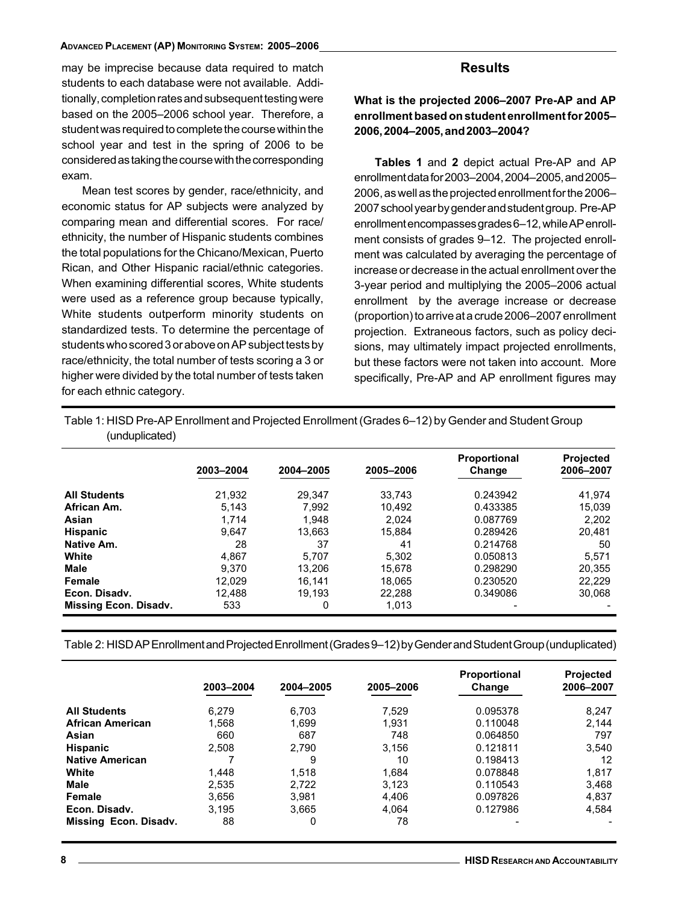may be imprecise because data required to match students to each database were not available. Additionally, completion rates and subsequent testing were based on the 2005–2006 school year. Therefore, a student was required to complete the course within the school year and test in the spring of 2006 to be considered as taking the course with the corresponding exam.

Mean test scores by gender, race/ethnicity, and economic status for AP subjects were analyzed by comparing mean and differential scores. For race/ethnicity, the number of Hispanic students combines the total populations for the Chicano/Mexican, Puerto Rican, and Other Hispanic racial/ethnic categories. When examining differential scores, White students were used as a reference group because typically, White students outperform minority students on standardized tests. To determine the percentage of students who scored 3 or above on AP subject tests by race/ethnicity, the total number of tests scoring a 3 or higher were divided by the total number of tests taken for each ethnic category.

## Results

**What is the projected 2006–2007 Pre-AP and AP enrollment based on student enrollment for 2005–2006, 2004–2005, and 2003–2004?**

**Tables 1** and **2** depict actual Pre-AP and AP enrollment data for 2003–2004, 2004–2005, and 2005–2006, as well as the projected enrollment for the 2006–2007 school year by gender and student group. Pre-AP enrollment encompasses grades 6–12, while AP enrollment consists of grades 9–12. The projected enrollment was calculated by averaging the percentage of increase or decrease in the actual enrollment over the 3-year period and multiplying the 2005–2006 actual enrollment by the average increase or decrease (proportion) to arrive at a crude 2006–2007 enrollment projection. Extraneous factors, such as policy decisions, may ultimately impact projected enrollments, but these factors were not taken into account. More specifically, Pre-AP and AP enrollment figures may

Table 1: HISD Pre-AP Enrollment and Projected Enrollment (Grades 6–12) by Gender and Student Group (unduplicated)

| | 2003–2004 | 2004–2005 | 2005–2006 | Proportional Change | Projected 2006–2007 |
|---|---|---|---|---|---|
| **All Students** | 21,932 | 29,347 | 33,743 | 0.243942 | 41,974 |
| **African Am.** | 5,143 | 7,992 | 10,492 | 0.433385 | 15,039 |
| **Asian** | 1,714 | 1,948 | 2,024 | 0.087769 | 2,202 |
| **Hispanic** | 9,647 | 13,663 | 15,884 | 0.289426 | 20,481 |
| **Native Am.** | 28 | 37 | 41 | 0.214768 | 50 |
| **White** | 4,867 | 5,707 | 5,302 | 0.050813 | 5,571 |
| **Male** | 9,370 | 13,206 | 15,678 | 0.298290 | 20,355 |
| **Female** | 12,029 | 16,141 | 18,065 | 0.230520 | 22,229 |
| **Econ. Disadv.** | 12,488 | 19,193 | 22,288 | 0.349086 | 30,068 |
| **Missing Econ. Disadv.** | 533 | 0 | 1,013 | - | - |

Table 2: HISD AP Enrollment and Projected Enrollment (Grades 9–12) by Gender and Student Group (unduplicated)

| | 2003–2004 | 2004–2005 | 2005–2006 | Proportional Change | Projected 2006–2007 |
|---|---|---|---|---|---|
| **All Students** | 6,279 | 6,703 | 7,529 | 0.095378 | 8,247 |
| **African American** | 1,568 | 1,699 | 1,931 | 0.110048 | 2,144 |
| **Asian** | 660 | 687 | 748 | 0.064850 | 797 |
| **Hispanic** | 2,508 | 2,790 | 3,156 | 0.121811 | 3,540 |
| **Native American** | 7 | 9 | 10 | 0.198413 | 12 |
| **White** | 1,448 | 1,518 | 1,684 | 0.078848 | 1,817 |
| **Male** | 2,535 | 2,722 | 3,123 | 0.110543 | 3,468 |
| **Female** | 3,656 | 3,981 | 4,406 | 0.097826 | 4,837 |
| **Econ. Disadv.** | 3,195 | 3,665 | 4,064 | 0.127986 | 4,584 |
| **Missing Econ. Disadv.** | 88 | 0 | 78 | - | - |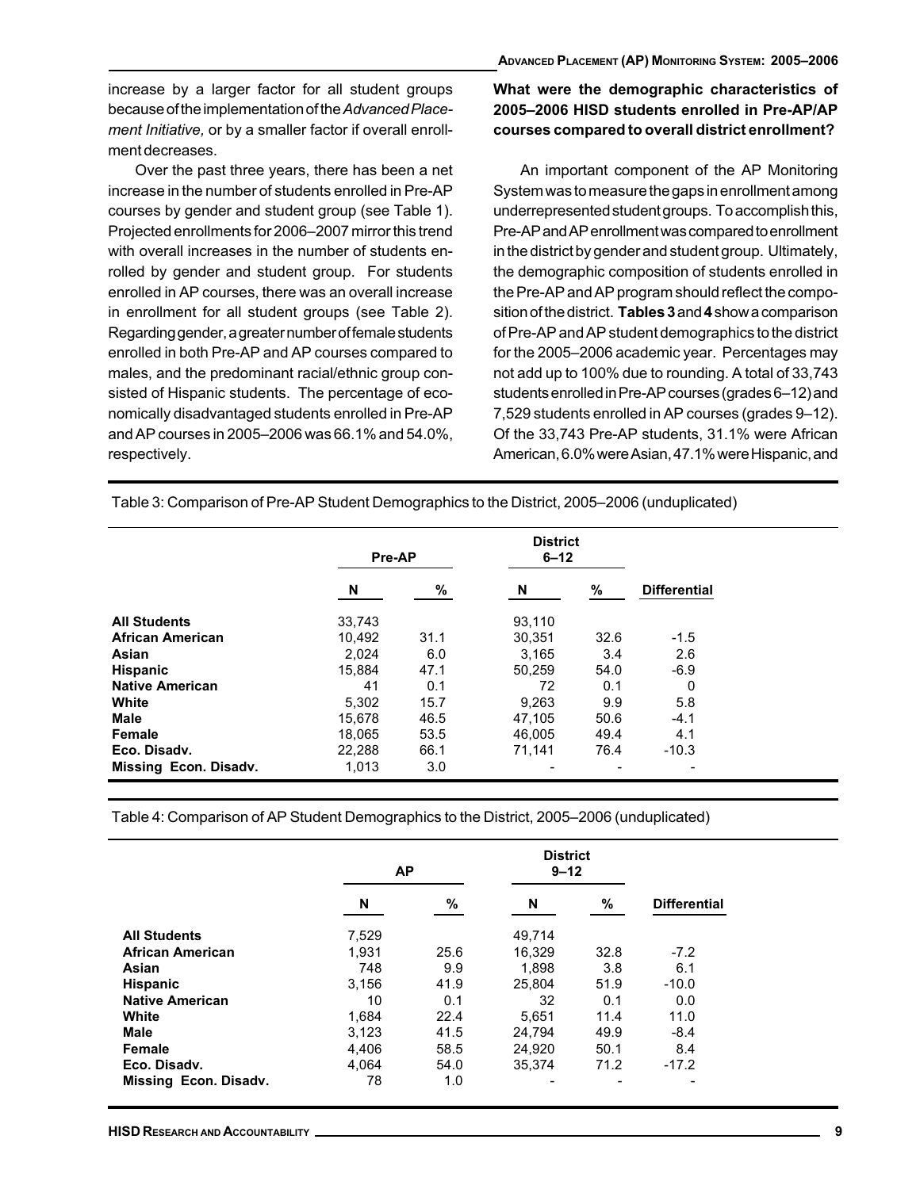increase by a larger factor for all student groups because of the implementation of the *Advanced Placement Initiative,* or by a smaller factor if overall enrollment decreases.

Over the past three years, there has been a net increase in the number of students enrolled in Pre-AP courses by gender and student group (see Table 1). Projected enrollments for 2006–2007 mirror this trend with overall increases in the number of students enrolled by gender and student group. For students enrolled in AP courses, there was an overall increase in enrollment for all student groups (see Table 2). Regarding gender, a greater number of female students enrolled in both Pre-AP and AP courses compared to males, and the predominant racial/ethnic group consisted of Hispanic students. The percentage of economically disadvantaged students enrolled in Pre-AP and AP courses in 2005–2006 was 66.1% and 54.0%, respectively.

**What were the demographic characteristics of 2005–2006 HISD students enrolled in Pre-AP/AP courses compared to overall district enrollment?**

An important component of the AP Monitoring System was to measure the gaps in enrollment among underrepresented student groups. To accomplish this, Pre-AP and AP enrollment was compared to enrollment in the district by gender and student group. Ultimately, the demographic composition of students enrolled in the Pre-AP and AP program should reflect the composition of the district. **Tables 3** and **4** show a comparison of Pre-AP and AP student demographics to the district for the 2005–2006 academic year. Percentages may not add up to 100% due to rounding. A total of 33,743 students enrolled in Pre-AP courses (grades 6–12) and 7,529 students enrolled in AP courses (grades 9–12). Of the 33,743 Pre-AP students, 31.1% were African American, 6.0% were Asian, 47.1% were Hispanic, and

Table 3: Comparison of Pre-AP Student Demographics to the District, 2005–2006 (unduplicated)

| | Pre-AP | | District 6–12 | | |
|---|---|---|---|---|---|
| | N | % | N | % | Differential |
| **All Students** | 33,743 | | 93,110 | | |
| **African American** | 10,492 | 31.1 | 30,351 | 32.6 | -1.5 |
| **Asian** | 2,024 | 6.0 | 3,165 | 3.4 | 2.6 |
| **Hispanic** | 15,884 | 47.1 | 50,259 | 54.0 | -6.9 |
| **Native American** | 41 | 0.1 | 72 | 0.1 | 0 |
| **White** | 5,302 | 15.7 | 9,263 | 9.9 | 5.8 |
| **Male** | 15,678 | 46.5 | 47,105 | 50.6 | -4.1 |
| **Female** | 18,065 | 53.5 | 46,005 | 49.4 | 4.1 |
| **Eco. Disadv.** | 22,288 | 66.1 | 71,141 | 76.4 | -10.3 |
| **Missing Econ. Disadv.** | 1,013 | 3.0 | - | - | - |

Table 4: Comparison of AP Student Demographics to the District, 2005–2006 (unduplicated)

| | AP | | District 9–12 | | |
|---|---|---|---|---|---|
| | N | % | N | % | Differential |
| **All Students** | 7,529 | | 49,714 | | |
| **African American** | 1,931 | 25.6 | 16,329 | 32.8 | -7.2 |
| **Asian** | 748 | 9.9 | 1,898 | 3.8 | 6.1 |
| **Hispanic** | 3,156 | 41.9 | 25,804 | 51.9 | -10.0 |
| **Native American** | 10 | 0.1 | 32 | 0.1 | 0.0 |
| **White** | 1,684 | 22.4 | 5,651 | 11.4 | 11.0 |
| **Male** | 3,123 | 41.5 | 24,794 | 49.9 | -8.4 |
| **Female** | 4,406 | 58.5 | 24,920 | 50.1 | 8.4 |
| **Eco. Disadv.** | 4,064 | 54.0 | 35,374 | 71.2 | -17.2 |
| **Missing Econ. Disadv.** | 78 | 1.0 | - | - | - |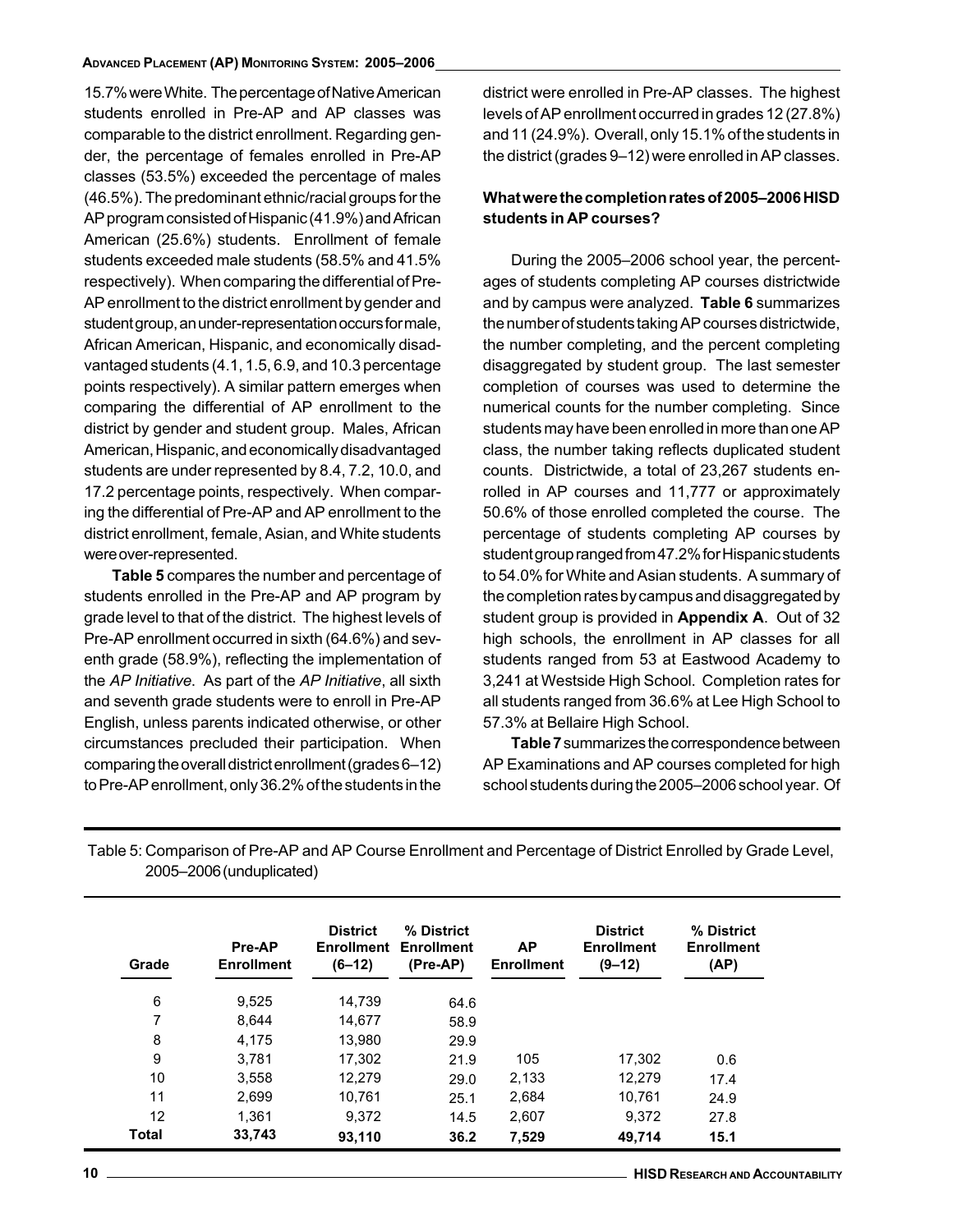15.7% were White. The percentage of Native American students enrolled in Pre-AP and AP classes was comparable to the district enrollment. Regarding gender, the percentage of females enrolled in Pre-AP classes (53.5%) exceeded the percentage of males (46.5%). The predominant ethnic/racial groups for the AP program consisted of Hispanic (41.9%) and African American (25.6%) students. Enrollment of female students exceeded male students (58.5% and 41.5% respectively). When comparing the differential of Pre-AP enrollment to the district enrollment by gender and student group, an under-representation occurs for male, African American, Hispanic, and economically disadvantaged students (4.1, 1.5, 6.9, and 10.3 percentage points respectively). A similar pattern emerges when comparing the differential of AP enrollment to the district by gender and student group. Males, African American, Hispanic, and economically disadvantaged students are under represented by 8.4, 7.2, 10.0, and 17.2 percentage points, respectively. When comparing the differential of Pre-AP and AP enrollment to the district enrollment, female, Asian, and White students were over-represented.

**Table 5** compares the number and percentage of students enrolled in the Pre-AP and AP program by grade level to that of the district. The highest levels of Pre-AP enrollment occurred in sixth (64.6%) and seventh grade (58.9%), reflecting the implementation of the *AP Initiative*. As part of the *AP Initiative*, all sixth and seventh grade students were to enroll in Pre-AP English, unless parents indicated otherwise, or other circumstances precluded their participation. When comparing the overall district enrollment (grades 6–12) to Pre-AP enrollment, only 36.2% of the students in the district were enrolled in Pre-AP classes. The highest levels of AP enrollment occurred in grades 12 (27.8%) and 11 (24.9%). Overall, only 15.1% of the students in the district (grades 9–12) were enrolled in AP classes.

**What were the completion rates of 2005–2006 HISD students in AP courses?**

During the 2005–2006 school year, the percentages of students completing AP courses districtwide and by campus were analyzed. **Table 6** summarizes the number of students taking AP courses districtwide, the number completing, and the percent completing disaggregated by student group. The last semester completion of courses was used to determine the numerical counts for the number completing. Since students may have been enrolled in more than one AP class, the number taking reflects duplicated student counts. Districtwide, a total of 23,267 students enrolled in AP courses and 11,777 or approximately 50.6% of those enrolled completed the course. The percentage of students completing AP courses by student group ranged from 47.2% for Hispanic students to 54.0% for White and Asian students. A summary of the completion rates by campus and disaggregated by student group is provided in **Appendix A**. Out of 32 high schools, the enrollment in AP classes for all students ranged from 53 at Eastwood Academy to 3,241 at Westside High School. Completion rates for all students ranged from 36.6% at Lee High School to 57.3% at Bellaire High School.

**Table 7** summarizes the correspondence between AP Examinations and AP courses completed for high school students during the 2005–2006 school year. Of

Table 5: Comparison of Pre-AP and AP Course Enrollment and Percentage of District Enrolled by Grade Level, 2005–2006 (unduplicated)

| Grade | Pre-AP Enrollment | District Enrollment (6–12) | % District Enrollment (Pre-AP) | AP Enrollment | District Enrollment (9–12) | % District Enrollment (AP) |
|---|---|---|---|---|---|---|
| 6 | 9,525 | 14,739 | 64.6 | | | |
| 7 | 8,644 | 14,677 | 58.9 | | | |
| 8 | 4,175 | 13,980 | 29.9 | | | |
| 9 | 3,781 | 17,302 | 21.9 | 105 | 17,302 | 0.6 |
| 10 | 3,558 | 12,279 | 29.0 | 2,133 | 12,279 | 17.4 |
| 11 | 2,699 | 10,761 | 25.1 | 2,684 | 10,761 | 24.9 |
| 12 | 1,361 | 9,372 | 14.5 | 2,607 | 9,372 | 27.8 |
| **Total** | **33,743** | **93,110** | **36.2** | **7,529** | **49,714** | **15.1** |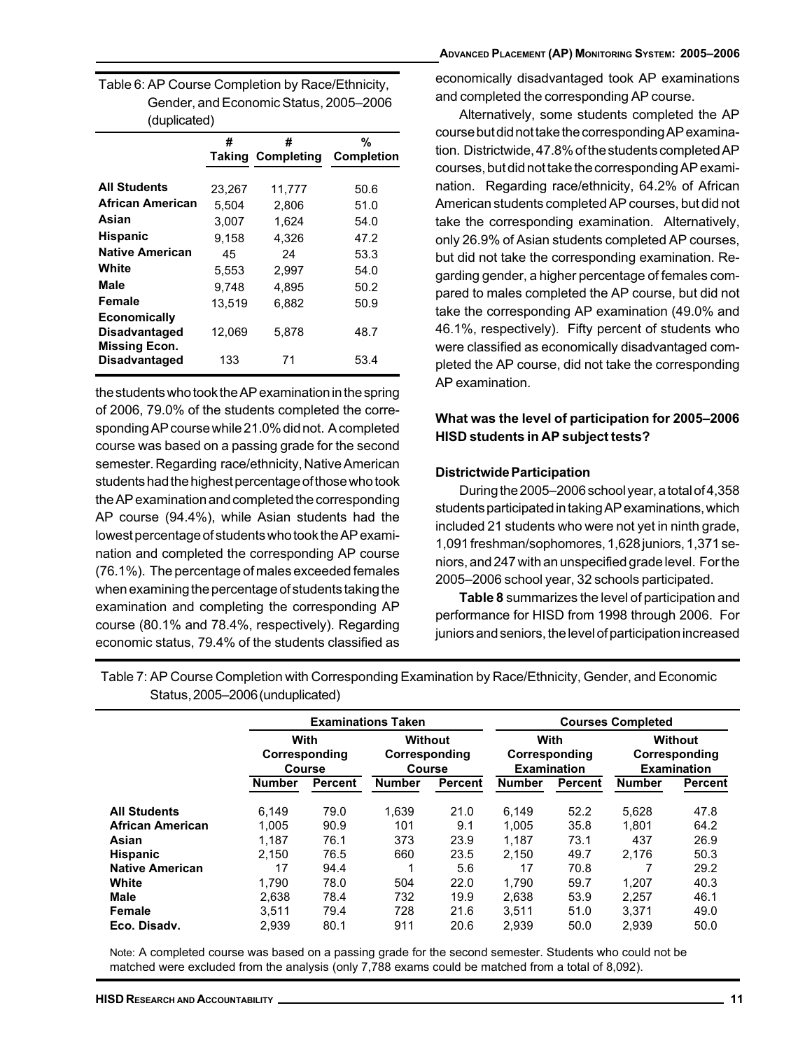Table 6: AP Course Completion by Race/Ethnicity, Gender, and Economic Status, 2005–2006 (duplicated)

| | # Taking | # Completing | % Completion |
|---|---|---|---|
| **All Students** | 23,267 | 11,777 | 50.6 |
| **African American** | 5,504 | 2,806 | 51.0 |
| **Asian** | 3,007 | 1,624 | 54.0 |
| **Hispanic** | 9,158 | 4,326 | 47.2 |
| **Native American** | 45 | 24 | 53.3 |
| **White** | 5,553 | 2,997 | 54.0 |
| **Male** | 9,748 | 4,895 | 50.2 |
| **Female** | 13,519 | 6,882 | 50.9 |
| **Economically Disadvantaged** | 12,069 | 5,878 | 48.7 |
| **Missing Econ. Disadvantaged** | 133 | 71 | 53.4 |

the students who took the AP examination in the spring of 2006, 79.0% of the students completed the corresponding AP course while 21.0% did not. A completed course was based on a passing grade for the second semester. Regarding race/ethnicity, Native American students had the highest percentage of those who took the AP examination and completed the corresponding AP course (94.4%), while Asian students had the lowest percentage of students who took the AP examination and completed the corresponding AP course (76.1%). The percentage of males exceeded females when examining the percentage of students taking the examination and completing the corresponding AP course (80.1% and 78.4%, respectively). Regarding economic status, 79.4% of the students classified as economically disadvantaged took AP examinations and completed the corresponding AP course.

Alternatively, some students completed the AP course but did not take the corresponding AP examination. Districtwide, 47.8% of the students completed AP courses, but did not take the corresponding AP examination. Regarding race/ethnicity, 64.2% of African American students completed AP courses, but did not take the corresponding examination. Alternatively, only 26.9% of Asian students completed AP courses, but did not take the corresponding examination. Regarding gender, a higher percentage of females compared to males completed the AP course, but did not take the corresponding AP examination (49.0% and 46.1%, respectively). Fifty percent of students who were classified as economically disadvantaged completed the AP course, did not take the corresponding AP examination.

### What was the level of participation for 2005–2006 HISD students in AP subject tests?

#### Districtwide Participation

During the 2005–2006 school year, a total of 4,358 students participated in taking AP examinations, which included 21 students who were not yet in ninth grade, 1,091 freshman/sophomores, 1,628 juniors, 1,371 seniors, and 247 with an unspecified grade level. For the 2005–2006 school year, 32 schools participated.

**Table 8** summarizes the level of participation and performance for HISD from 1998 through 2006. For juniors and seniors, the level of participation increased

Table 7: AP Course Completion with Corresponding Examination by Race/Ethnicity, Gender, and Economic Status, 2005–2006 (unduplicated)

| | Examinations Taken | | | | Courses Completed | | | |
|---|---|---|---|---|---|---|---|---|
| | With Corresponding Course | | Without Corresponding Course | | With Corresponding Examination | | Without Corresponding Examination | |
| | Number | Percent | Number | Percent | Number | Percent | Number | Percent |
| **All Students** | 6,149 | 79.0 | 1,639 | 21.0 | 6,149 | 52.2 | 5,628 | 47.8 |
| **African American** | 1,005 | 90.9 | 101 | 9.1 | 1,005 | 35.8 | 1,801 | 64.2 |
| **Asian** | 1,187 | 76.1 | 373 | 23.9 | 1,187 | 73.1 | 437 | 26.9 |
| **Hispanic** | 2,150 | 76.5 | 660 | 23.5 | 2,150 | 49.7 | 2,176 | 50.3 |
| **Native American** | 17 | 94.4 | 1 | 5.6 | 17 | 70.8 | 7 | 29.2 |
| **White** | 1,790 | 78.0 | 504 | 22.0 | 1,790 | 59.7 | 1,207 | 40.3 |
| **Male** | 2,638 | 78.4 | 732 | 19.9 | 2,638 | 53.9 | 2,257 | 46.1 |
| **Female** | 3,511 | 79.4 | 728 | 21.6 | 3,511 | 51.0 | 3,371 | 49.0 |
| **Eco. Disadv.** | 2,939 | 80.1 | 911 | 20.6 | 2,939 | 50.0 | 2,939 | 50.0 |

Note: A completed course was based on a passing grade for the second semester. Students who could not be matched were excluded from the analysis (only 7,788 exams could be matched from a total of 8,092).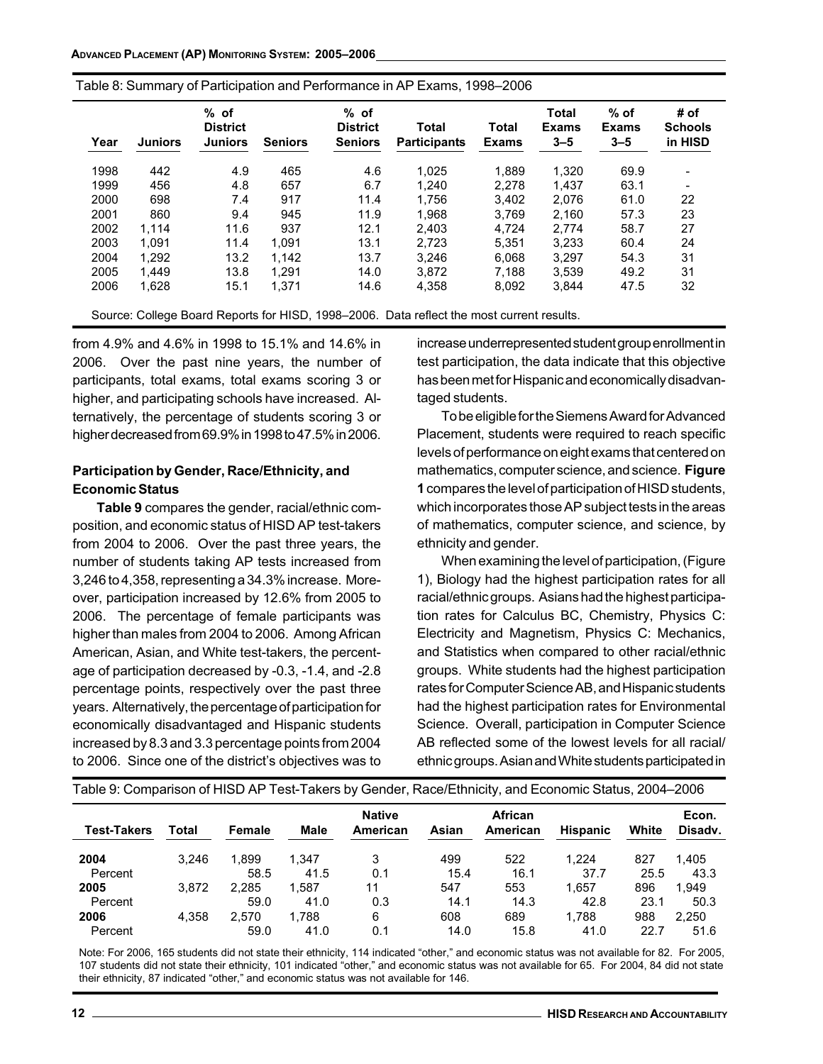Table 8: Summary of Participation and Performance in AP Exams, 1998–2006

| Year | Juniors | % of District Juniors | Seniors | % of District Seniors | Total Participants | Total Exams | Total Exams 3–5 | % of Exams 3–5 | # of Schools in HISD |
|---|---|---|---|---|---|---|---|---|---|
| 1998 | 442 | 4.9 | 465 | 4.6 | 1,025 | 1,889 | 1,320 | 69.9 | - |
| 1999 | 456 | 4.8 | 657 | 6.7 | 1,240 | 2,278 | 1,437 | 63.1 | - |
| 2000 | 698 | 7.4 | 917 | 11.4 | 1,756 | 3,402 | 2,076 | 61.0 | 22 |
| 2001 | 860 | 9.4 | 945 | 11.9 | 1,968 | 3,769 | 2,160 | 57.3 | 23 |
| 2002 | 1,114 | 11.6 | 937 | 12.1 | 2,403 | 4,724 | 2,774 | 58.7 | 27 |
| 2003 | 1,091 | 11.4 | 1,091 | 13.1 | 2,723 | 5,351 | 3,233 | 60.4 | 24 |
| 2004 | 1,292 | 13.2 | 1,142 | 13.7 | 3,246 | 6,068 | 3,297 | 54.3 | 31 |
| 2005 | 1,449 | 13.8 | 1,291 | 14.0 | 3,872 | 7,188 | 3,539 | 49.2 | 31 |
| 2006 | 1,628 | 15.1 | 1,371 | 14.6 | 4,358 | 8,092 | 3,844 | 47.5 | 32 |

Source: College Board Reports for HISD, 1998–2006. Data reflect the most current results.

from 4.9% and 4.6% in 1998 to 15.1% and 14.6% in 2006. Over the past nine years, the number of participants, total exams, total exams scoring 3 or higher, and participating schools have increased. Alternatively, the percentage of students scoring 3 or higher decreased from 69.9% in 1998 to 47.5% in 2006.

### Participation by Gender, Race/Ethnicity, and Economic Status

**Table 9** compares the gender, racial/ethnic composition, and economic status of HISD AP test-takers from 2004 to 2006. Over the past three years, the number of students taking AP tests increased from 3,246 to 4,358, representing a 34.3% increase. Moreover, participation increased by 12.6% from 2005 to 2006. The percentage of female participants was higher than males from 2004 to 2006. Among African American, Asian, and White test-takers, the percentage of participation decreased by -0.3, -1.4, and -2.8 percentage points, respectively over the past three years. Alternatively, the percentage of participation for economically disadvantaged and Hispanic students increased by 8.3 and 3.3 percentage points from 2004 to 2006. Since one of the district's objectives was to increase underrepresented student group enrollment in test participation, the data indicate that this objective has been met for Hispanic and economically disadvantaged students.

To be eligible for the Siemens Award for Advanced Placement, students were required to reach specific levels of performance on eight exams that centered on mathematics, computer science, and science. **Figure 1** compares the level of participation of HISD students, which incorporates those AP subject tests in the areas of mathematics, computer science, and science, by ethnicity and gender.

When examining the level of participation, (Figure 1), Biology had the highest participation rates for all racial/ethnic groups. Asians had the highest participation rates for Calculus BC, Chemistry, Physics C: Electricity and Magnetism, Physics C: Mechanics, and Statistics when compared to other racial/ethnic groups. White students had the highest participation rates for Computer Science AB, and Hispanic students had the highest participation rates for Environmental Science. Overall, participation in Computer Science AB reflected some of the lowest levels for all racial/ethnic groups. Asian and White students participated in

Table 9: Comparison of HISD AP Test-Takers by Gender, Race/Ethnicity, and Economic Status, 2004–2006

| Test-Takers | Total | Female | Male | Native American | Asian | African American | Hispanic | White | Econ. Disadv. |
|---|---|---|---|---|---|---|---|---|---|
| **2004** | 3,246 | 1,899 | 1,347 | 3 | 499 | 522 | 1,224 | 827 | 1,405 |
| Percent | | 58.5 | 41.5 | 0.1 | 15.4 | 16.1 | 37.7 | 25.5 | 43.3 |
| **2005** | 3,872 | 2,285 | 1,587 | 11 | 547 | 553 | 1,657 | 896 | 1,949 |
| Percent | | 59.0 | 41.0 | 0.3 | 14.1 | 14.3 | 42.8 | 23.1 | 50.3 |
| **2006** | 4,358 | 2,570 | 1,788 | 6 | 608 | 689 | 1,788 | 988 | 2,250 |
| Percent | | 59.0 | 41.0 | 0.1 | 14.0 | 15.8 | 41.0 | 22.7 | 51.6 |

Note: For 2006, 165 students did not state their ethnicity, 114 indicated "other," and economic status was not available for 82. For 2005, 107 students did not state their ethnicity, 101 indicated "other," and economic status was not available for 65. For 2004, 84 did not state their ethnicity, 87 indicated "other," and economic status was not available for 146.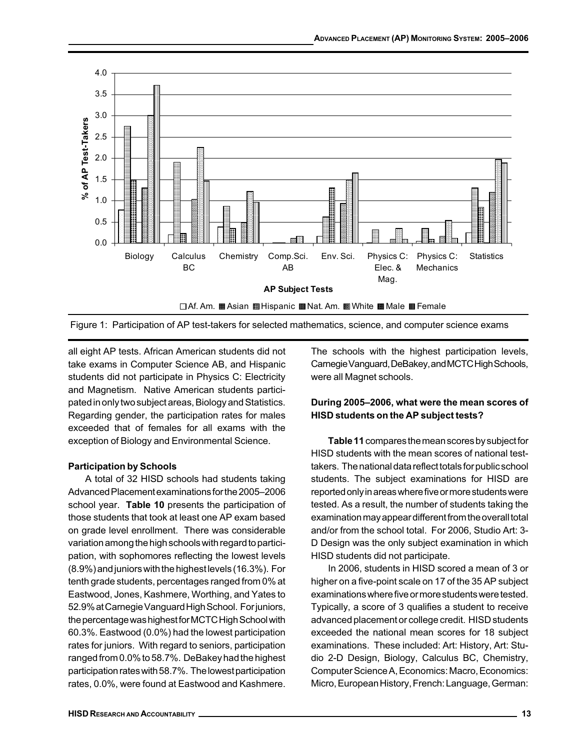Figure 1: Participation of AP test-takers for selected mathematics, science, and computer science exams

all eight AP tests. African American students did not take exams in Computer Science AB, and Hispanic students did not participate in Physics C: Electricity and Magnetism. Native American students participated in only two subject areas, Biology and Statistics. Regarding gender, the participation rates for males exceeded that of females for all exams with the exception of Biology and Environmental Science.

**Participation by Schools**

A total of 32 HISD schools had students taking Advanced Placement examinations for the 2005–2006 school year. **Table 10** presents the participation of those students that took at least one AP exam based on grade level enrollment. There was considerable variation among the high schools with regard to participation, with sophomores reflecting the lowest levels (8.9%) and juniors with the highest levels (16.3%). For tenth grade students, percentages ranged from 0% at Eastwood, Jones, Kashmere, Worthing, and Yates to 52.9% at Carnegie Vanguard High School. For juniors, the percentage was highest for MCTC High School with 60.3%. Eastwood (0.0%) had the lowest participation rates for juniors. With regard to seniors, participation ranged from 0.0% to 58.7%. DeBakey had the highest participation rates with 58.7%. The lowest participation rates, 0.0%, were found at Eastwood and Kashmere. The schools with the highest participation levels, Carnegie Vanguard, DeBakey, and MCTC High Schools, were all Magnet schools.

**During 2005–2006, what were the mean scores of HISD students on the AP subject tests?**

**Table 11** compares the mean scores by subject for HISD students with the mean scores of national test-takers. The national data reflect totals for public school students. The subject examinations for HISD are reported only in areas where five or more students were tested. As a result, the number of students taking the examination may appear different from the overall total and/or from the school total. For 2006, Studio Art: 3-D Design was the only subject examination in which HISD students did not participate.

In 2006, students in HISD scored a mean of 3 or higher on a five-point scale on 17 of the 35 AP subject examinations where five or more students were tested. Typically, a score of 3 qualifies a student to receive advanced placement or college credit. HISD students exceeded the national mean scores for 18 subject examinations. These included: Art: History, Art: Studio 2-D Design, Biology, Calculus BC, Chemistry, Computer Science A, Economics: Macro, Economics: Micro, European History, French: Language, German: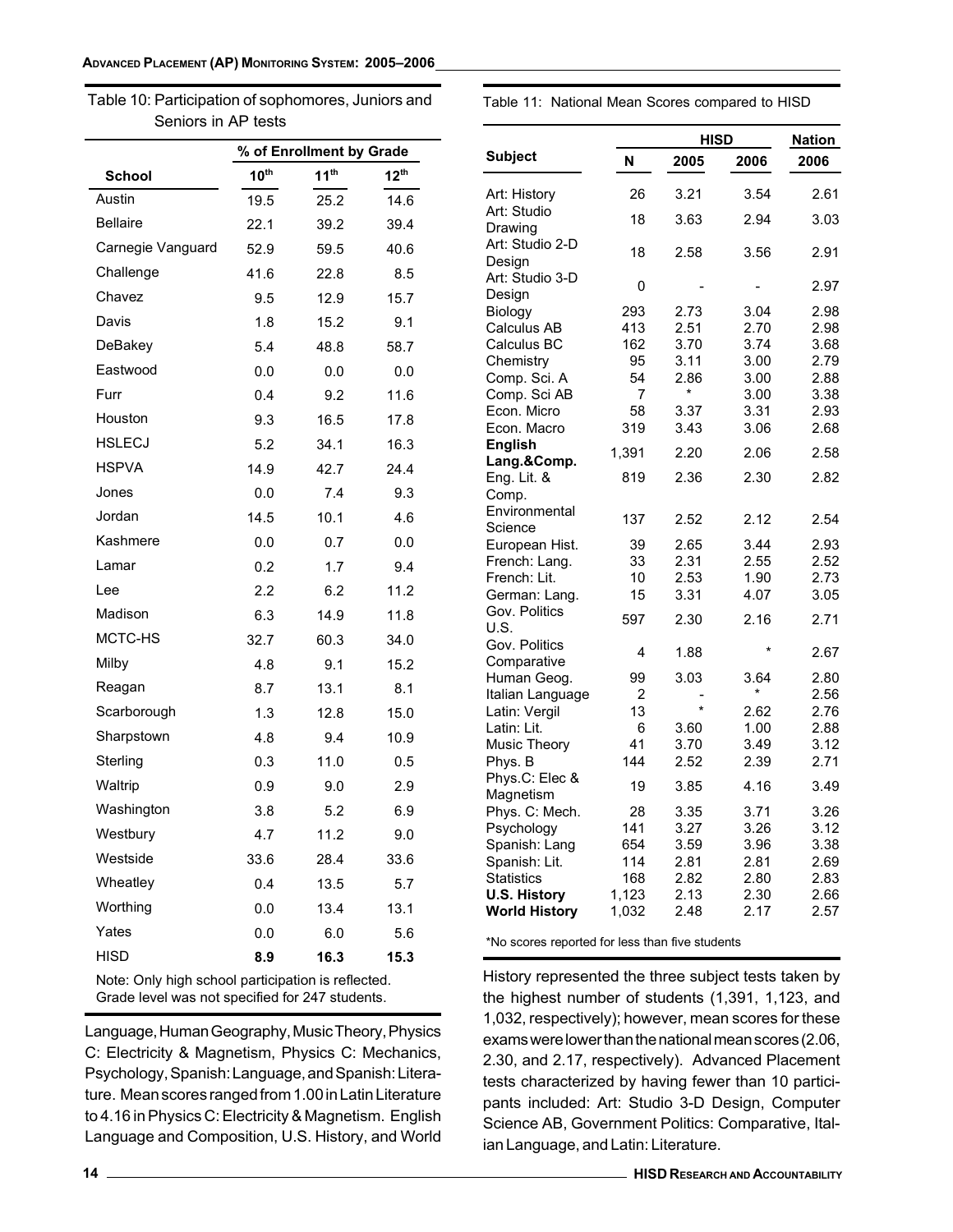Table 10: Participation of sophomores, Juniors and Seniors in AP tests

| School | % of Enrollment by Grade | | |
|---|---|---|---|
| | 10th | 11th | 12th |
| Austin | 19.5 | 25.2 | 14.6 |
| Bellaire | 22.1 | 39.2 | 39.4 |
| Carnegie Vanguard | 52.9 | 59.5 | 40.6 |
| Challenge | 41.6 | 22.8 | 8.5 |
| Chavez | 9.5 | 12.9 | 15.7 |
| Davis | 1.8 | 15.2 | 9.1 |
| DeBakey | 5.4 | 48.8 | 58.7 |
| Eastwood | 0.0 | 0.0 | 0.0 |
| Furr | 0.4 | 9.2 | 11.6 |
| Houston | 9.3 | 16.5 | 17.8 |
| HSLECJ | 5.2 | 34.1 | 16.3 |
| HSPVA | 14.9 | 42.7 | 24.4 |
| Jones | 0.0 | 7.4 | 9.3 |
| Jordan | 14.5 | 10.1 | 4.6 |
| Kashmere | 0.0 | 0.7 | 0.0 |
| Lamar | 0.2 | 1.7 | 9.4 |
| Lee | 2.2 | 6.2 | 11.2 |
| Madison | 6.3 | 14.9 | 11.8 |
| MCTC-HS | 32.7 | 60.3 | 34.0 |
| Milby | 4.8 | 9.1 | 15.2 |
| Reagan | 8.7 | 13.1 | 8.1 |
| Scarborough | 1.3 | 12.8 | 15.0 |
| Sharpstown | 4.8 | 9.4 | 10.9 |
| Sterling | 0.3 | 11.0 | 0.5 |
| Waltrip | 0.9 | 9.0 | 2.9 |
| Washington | 3.8 | 5.2 | 6.9 |
| Westbury | 4.7 | 11.2 | 9.0 |
| Westside | 33.6 | 28.4 | 33.6 |
| Wheatley | 0.4 | 13.5 | 5.7 |
| Worthing | 0.0 | 13.4 | 13.1 |
| Yates | 0.0 | 6.0 | 5.6 |
| **HISD** | **8.9** | **16.3** | **15.3** |

Note: Only high school participation is reflected. Grade level was not specified for 247 students.

Language, Human Geography, Music Theory, Physics C: Electricity & Magnetism, Physics C: Mechanics, Psychology, Spanish: Language, and Spanish: Literature. Mean scores ranged from 1.00 in Latin Literature to 4.16 in Physics C: Electricity & Magnetism. English Language and Composition, U.S. History, and World History represented the three subject tests taken by the highest number of students (1,391, 1,123, and 1,032, respectively); however, mean scores for these exams were lower than the national mean scores (2.06, 2.30, and 2.17, respectively). Advanced Placement tests characterized by having fewer than 10 participants included: Art: Studio 3-D Design, Computer Science AB, Government Politics: Comparative, Italian Language, and Latin: Literature.

Table 11: National Mean Scores compared to HISD

| Subject | HISD | | | Nation |
|---|---|---|---|---|
| | N | 2005 | 2006 | 2006 |
| Art: History | 26 | 3.21 | 3.54 | 2.61 |
| Art: Studio Drawing | 18 | 3.63 | 2.94 | 3.03 |
| Art: Studio 2-D Design | 18 | 2.58 | 3.56 | 2.91 |
| Art: Studio 3-D Design | 0 | - | - | 2.97 |
| Biology | 293 | 2.73 | 3.04 | 2.98 |
| Calculus AB | 413 | 2.51 | 2.70 | 2.98 |
| Calculus BC | 162 | 3.70 | 3.74 | 3.68 |
| Chemistry | 95 | 3.11 | 3.00 | 2.79 |
| Comp. Sci. A | 54 | 2.86 | 3.00 | 2.88 |
| Comp. Sci AB | 7 | * | 3.00 | 3.38 |
| Econ. Micro | 58 | 3.37 | 3.31 | 2.93 |
| Econ. Macro | 319 | 3.43 | 3.06 | 2.68 |
| **English Lang.&Comp.** | 1,391 | 2.20 | 2.06 | 2.58 |
| Eng. Lit. & Comp. | 819 | 2.36 | 2.30 | 2.82 |
| Environmental Science | 137 | 2.52 | 2.12 | 2.54 |
| European Hist. | 39 | 2.65 | 3.44 | 2.93 |
| French: Lang. | 33 | 2.31 | 2.55 | 2.52 |
| French: Lit. | 10 | 2.53 | 1.90 | 2.73 |
| German: Lang. | 15 | 3.31 | 4.07 | 3.05 |
| Gov. Politics U.S. | 597 | 2.30 | 2.16 | 2.71 |
| Gov. Politics Comparative | 4 | 1.88 | * | 2.67 |
| Human Geog. | 99 | 3.03 | 3.64 | 2.80 |
| Italian Language | 2 | - | * | 2.56 |
| Latin: Vergil | 13 | * | 2.62 | 2.76 |
| Latin: Lit. | 6 | 3.60 | 1.00 | 2.88 |
| Music Theory | 41 | 3.70 | 3.49 | 3.12 |
| Phys. B | 144 | 2.52 | 2.39 | 2.71 |
| Phys.C: Elec & Magnetism | 19 | 3.85 | 4.16 | 3.49 |
| Phys. C: Mech. | 28 | 3.35 | 3.71 | 3.26 |
| Psychology | 141 | 3.27 | 3.26 | 3.12 |
| Spanish: Lang | 654 | 3.59 | 3.96 | 3.38 |
| Spanish: Lit. | 114 | 2.81 | 2.81 | 2.69 |
| Statistics | 168 | 2.82 | 2.80 | 2.83 |
| **U.S. History** | 1,123 | 2.13 | 2.30 | 2.66 |
| **World History** | 1,032 | 2.48 | 2.17 | 2.57 |

*No scores reported for less than five students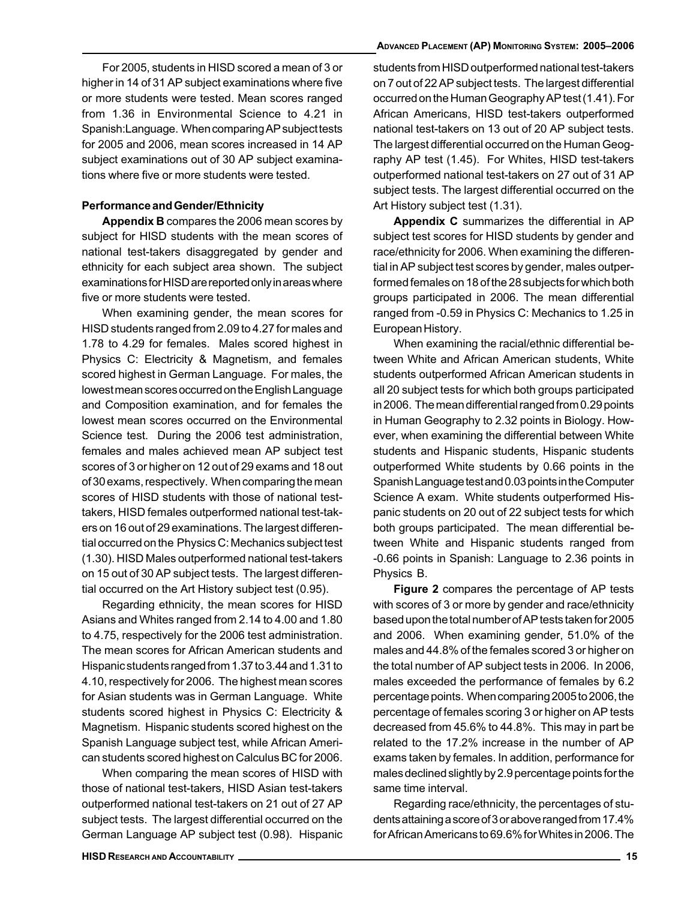For 2005, students in HISD scored a mean of 3 or higher in 14 of 31 AP subject examinations where five or more students were tested. Mean scores ranged from 1.36 in Environmental Science to 4.21 in Spanish:Language. When comparing AP subject tests for 2005 and 2006, mean scores increased in 14 AP subject examinations out of 30 AP subject examinations where five or more students were tested.

**Performance and Gender/Ethnicity**

**Appendix B** compares the 2006 mean scores by subject for HISD students with the mean scores of national test-takers disaggregated by gender and ethnicity for each subject area shown. The subject examinations for HISD are reported only in areas where five or more students were tested.

When examining gender, the mean scores for HISD students ranged from 2.09 to 4.27 for males and 1.78 to 4.29 for females. Males scored highest in Physics C: Electricity & Magnetism, and females scored highest in German Language. For males, the lowest mean scores occurred on the English Language and Composition examination, and for females the lowest mean scores occurred on the Environmental Science test. During the 2006 test administration, females and males achieved mean AP subject test scores of 3 or higher on 12 out of 29 exams and 18 out of 30 exams, respectively. When comparing the mean scores of HISD students with those of national test-takers, HISD females outperformed national test-takers on 16 out of 29 examinations. The largest differential occurred on the Physics C: Mechanics subject test (1.30). HISD Males outperformed national test-takers on 15 out of 30 AP subject tests. The largest differential occurred on the Art History subject test (0.95).

Regarding ethnicity, the mean scores for HISD Asians and Whites ranged from 2.14 to 4.00 and 1.80 to 4.75, respectively for the 2006 test administration. The mean scores for African American students and Hispanic students ranged from 1.37 to 3.44 and 1.31 to 4.10, respectively for 2006. The highest mean scores for Asian students was in German Language. White students scored highest in Physics C: Electricity & Magnetism. Hispanic students scored highest on the Spanish Language subject test, while African American students scored highest on Calculus BC for 2006.

When comparing the mean scores of HISD with those of national test-takers, HISD Asian test-takers outperformed national test-takers on 21 out of 27 AP subject tests. The largest differential occurred on the German Language AP subject test (0.98). Hispanic students from HISD outperformed national test-takers on 7 out of 22 AP subject tests. The largest differential occurred on the Human Geography AP test (1.41). For African Americans, HISD test-takers outperformed national test-takers on 13 out of 20 AP subject tests. The largest differential occurred on the Human Geography AP test (1.45). For Whites, HISD test-takers outperformed national test-takers on 27 out of 31 AP subject tests. The largest differential occurred on the Art History subject test (1.31).

**Appendix C** summarizes the differential in AP subject test scores for HISD students by gender and race/ethnicity for 2006. When examining the differential in AP subject test scores by gender, males outperformed females on 18 of the 28 subjects for which both groups participated in 2006. The mean differential ranged from -0.59 in Physics C: Mechanics to 1.25 in European History.

When examining the racial/ethnic differential between White and African American students, White students outperformed African American students in all 20 subject tests for which both groups participated in 2006. The mean differential ranged from 0.29 points in Human Geography to 2.32 points in Biology. However, when examining the differential between White students and Hispanic students, Hispanic students outperformed White students by 0.66 points in the Spanish Language test and 0.03 points in the Computer Science A exam. White students outperformed Hispanic students on 20 out of 22 subject tests for which both groups participated. The mean differential between White and Hispanic students ranged from -0.66 points in Spanish: Language to 2.36 points in Physics B.

**Figure 2** compares the percentage of AP tests with scores of 3 or more by gender and race/ethnicity based upon the total number of AP tests taken for 2005 and 2006. When examining gender, 51.0% of the males and 44.8% of the females scored 3 or higher on the total number of AP subject tests in 2006. In 2006, males exceeded the performance of females by 6.2 percentage points. When comparing 2005 to 2006, the percentage of females scoring 3 or higher on AP tests decreased from 45.6% to 44.8%. This may in part be related to the 17.2% increase in the number of AP exams taken by females. In addition, performance for males declined slightly by 2.9 percentage points for the same time interval.

Regarding race/ethnicity, the percentages of students attaining a score of 3 or above ranged from 17.4% for African Americans to 69.6% for Whites in 2006. The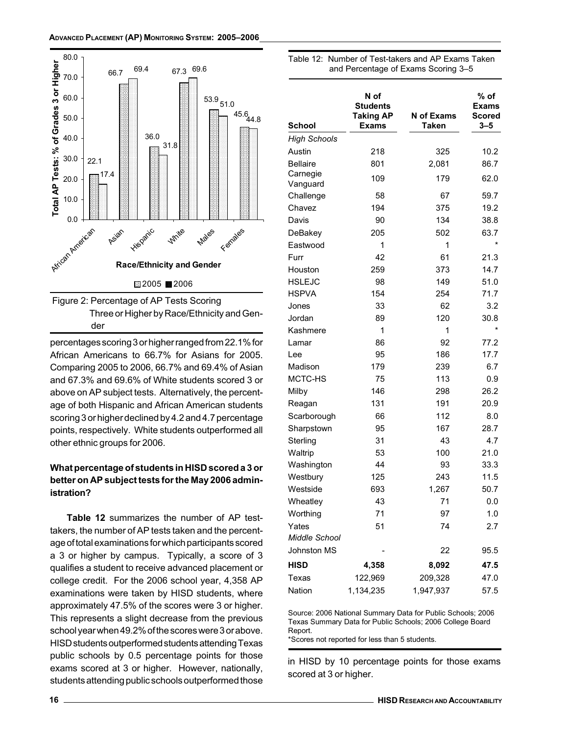Figure 2: Percentage of AP Tests Scoring Three or Higher by Race/Ethnicity and Gender

percentages scoring 3 or higher ranged from 22.1% for African Americans to 66.7% for Asians for 2005. Comparing 2005 to 2006, 66.7% and 69.4% of Asian and 67.3% and 69.6% of White students scored 3 or above on AP subject tests. Alternatively, the percentage of both Hispanic and African American students scoring 3 or higher declined by 4.2 and 4.7 percentage points, respectively. White students outperformed all other ethnic groups for 2006.

**What percentage of students in HISD scored a 3 or better on AP subject tests for the May 2006 administration?**

**Table 12** summarizes the number of AP test-takers, the number of AP tests taken and the percentage of total examinations for which participants scored a 3 or higher by campus. Typically, a score of 3 qualifies a student to receive advanced placement or college credit. For the 2006 school year, 4,358 AP examinations were taken by HISD students, where approximately 47.5% of the scores were 3 or higher. This represents a slight decrease from the previous school year when 49.2% of the scores were 3 or above. HISD students outperformed students attending Texas public schools by 0.5 percentage points for those exams scored at 3 or higher. However, nationally, students attending public schools outperformed those in HISD by 10 percentage points for those exams scored at 3 or higher.

Table 12: Number of Test-takers and AP Exams Taken and Percentage of Exams Scoring 3–5

| School | N of Students Taking AP Exams | N of Exams Taken | % of Exams Scored 3–5 |
|---|---|---|---|
| *High Schools* | | | |
| Austin | 218 | 325 | 10.2 |
| Bellaire | 801 | 2,081 | 86.7 |
| Carnegie Vanguard | 109 | 179 | 62.0 |
| Challenge | 58 | 67 | 59.7 |
| Chavez | 194 | 375 | 19.2 |
| Davis | 90 | 134 | 38.8 |
| DeBakey | 205 | 502 | 63.7 |
| Eastwood | 1 | 1 | * |
| Furr | 42 | 61 | 21.3 |
| Houston | 259 | 373 | 14.7 |
| HSLEJC | 98 | 149 | 51.0 |
| HSPVA | 154 | 254 | 71.7 |
| Jones | 33 | 62 | 3.2 |
| Jordan | 89 | 120 | 30.8 |
| Kashmere | 1 | 1 | * |
| Lamar | 86 | 92 | 77.2 |
| Lee | 95 | 186 | 17.7 |
| Madison | 179 | 239 | 6.7 |
| MCTC-HS | 75 | 113 | 0.9 |
| Milby | 146 | 298 | 26.2 |
| Reagan | 131 | 191 | 20.9 |
| Scarborough | 66 | 112 | 8.0 |
| Sharpstown | 95 | 167 | 28.7 |
| Sterling | 31 | 43 | 4.7 |
| Waltrip | 53 | 100 | 21.0 |
| Washington | 44 | 93 | 33.3 |
| Westbury | 125 | 243 | 11.5 |
| Westside | 693 | 1,267 | 50.7 |
| Wheatley | 43 | 71 | 0.0 |
| Worthing | 71 | 97 | 1.0 |
| Yates | 51 | 74 | 2.7 |
| *Middle School* | | | |
| Johnston MS | - | 22 | 95.5 |
| **HISD** | **4,358** | **8,092** | **47.5** |
| Texas | 122,969 | 209,328 | 47.0 |
| Nation | 1,134,235 | 1,947,937 | 57.5 |

Source: 2006 National Summary Data for Public Schools; 2006 Texas Summary Data for Public Schools; 2006 College Board Report.
*Scores not reported for less than 5 students.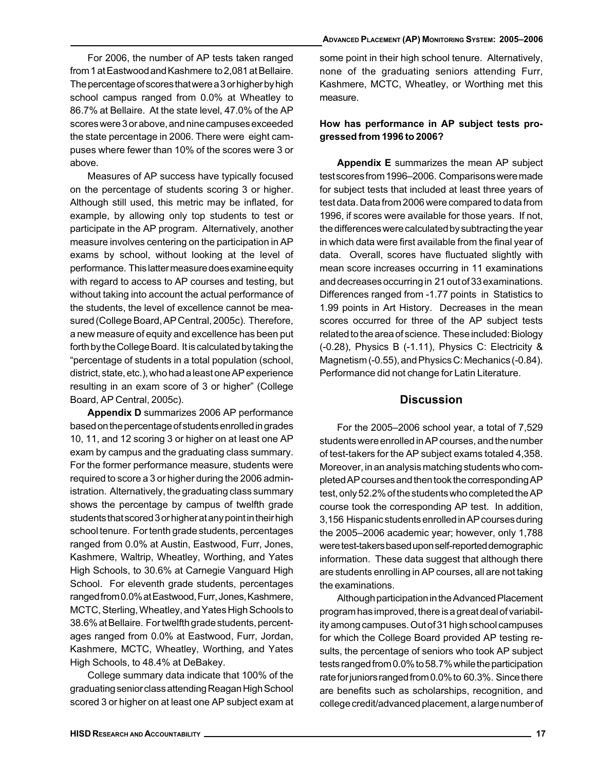For 2006, the number of AP tests taken ranged from 1 at Eastwood and Kashmere to 2,081 at Bellaire. The percentage of scores that were a 3 or higher by high school campus ranged from 0.0% at Wheatley to 86.7% at Bellaire. At the state level, 47.0% of the AP scores were 3 or above, and nine campuses exceeded the state percentage in 2006. There were eight campuses where fewer than 10% of the scores were 3 or above.

Measures of AP success have typically focused on the percentage of students scoring 3 or higher. Although still used, this metric may be inflated, for example, by allowing only top students to test or participate in the AP program. Alternatively, another measure involves centering on the participation in AP exams by school, without looking at the level of performance. This latter measure does examine equity with regard to access to AP courses and testing, but without taking into account the actual performance of the students, the level of excellence cannot be measured (College Board, AP Central, 2005c). Therefore, a new measure of equity and excellence has been put forth by the College Board. It is calculated by taking the "percentage of students in a total population (school, district, state, etc.), who had a least one AP experience resulting in an exam score of 3 or higher" (College Board, AP Central, 2005c).

**Appendix D** summarizes 2006 AP performance based on the percentage of students enrolled in grades 10, 11, and 12 scoring 3 or higher on at least one AP exam by campus and the graduating class summary. For the former performance measure, students were required to score a 3 or higher during the 2006 administration. Alternatively, the graduating class summary shows the percentage by campus of twelfth grade students that scored 3 or higher at any point in their high school tenure. For tenth grade students, percentages ranged from 0.0% at Austin, Eastwood, Furr, Jones, Kashmere, Waltrip, Wheatley, Worthing, and Yates High Schools, to 30.6% at Carnegie Vanguard High School. For eleventh grade students, percentages ranged from 0.0% at Eastwood, Furr, Jones, Kashmere, MCTC, Sterling, Wheatley, and Yates High Schools to 38.6% at Bellaire. For twelfth grade students, percentages ranged from 0.0% at Eastwood, Furr, Jordan, Kashmere, MCTC, Wheatley, Worthing, and Yates High Schools, to 48.4% at DeBakey.

College summary data indicate that 100% of the graduating senior class attending Reagan High School scored 3 or higher on at least one AP subject exam at some point in their high school tenure. Alternatively, none of the graduating seniors attending Furr, Kashmere, MCTC, Wheatley, or Worthing met this measure.

**How has performance in AP subject tests progressed from 1996 to 2006?**

**Appendix E** summarizes the mean AP subject test scores from 1996–2006. Comparisons were made for subject tests that included at least three years of test data. Data from 2006 were compared to data from 1996, if scores were available for those years. If not, the differences were calculated by subtracting the year in which data were first available from the final year of data. Overall, scores have fluctuated slightly with mean score increases occurring in 11 examinations and decreases occurring in 21 out of 33 examinations. Differences ranged from -1.77 points in Statistics to 1.99 points in Art History. Decreases in the mean scores occurred for three of the AP subject tests related to the area of science. These included: Biology (-0.28), Physics B (-1.11), Physics C: Electricity & Magnetism (-0.55), and Physics C: Mechanics (-0.84). Performance did not change for Latin Literature.

## Discussion

For the 2005–2006 school year, a total of 7,529 students were enrolled in AP courses, and the number of test-takers for the AP subject exams totaled 4,358. Moreover, in an analysis matching students who completed AP courses and then took the corresponding AP test, only 52.2% of the students who completed the AP course took the corresponding AP test. In addition, 3,156 Hispanic students enrolled in AP courses during the 2005–2006 academic year; however, only 1,788 were test-takers based upon self-reported demographic information. These data suggest that although there are students enrolling in AP courses, all are not taking the examinations.

Although participation in the Advanced Placement program has improved, there is a great deal of variability among campuses. Out of 31 high school campuses for which the College Board provided AP testing results, the percentage of seniors who took AP subject tests ranged from 0.0% to 58.7% while the participation rate for juniors ranged from 0.0% to 60.3%. Since there are benefits such as scholarships, recognition, and college credit/advanced placement, a large number of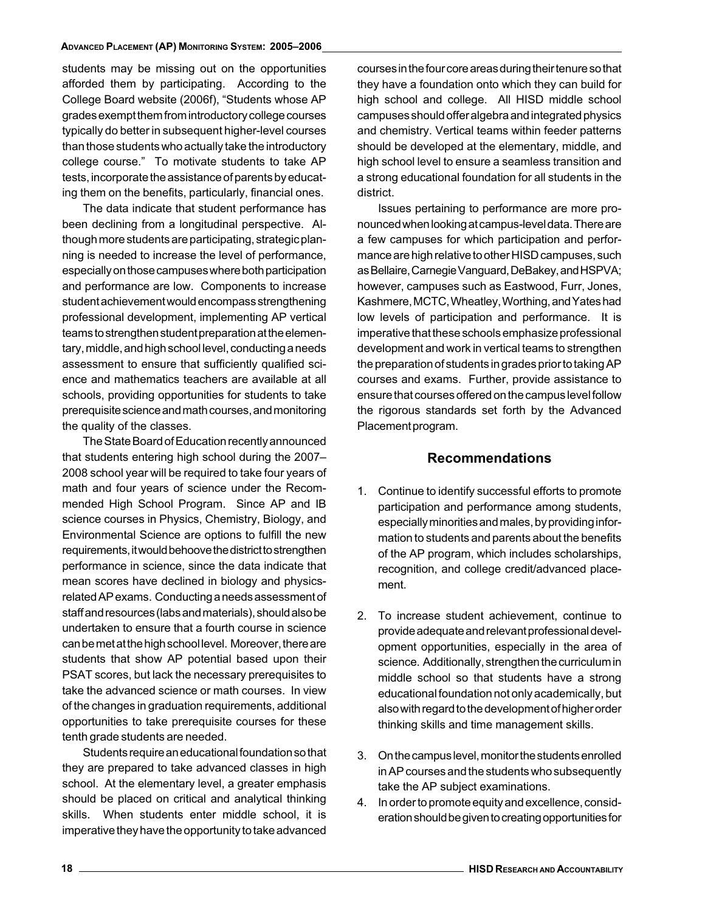students may be missing out on the opportunities afforded them by participating. According to the College Board website (2006f), "Students whose AP grades exempt them from introductory college courses typically do better in subsequent higher-level courses than those students who actually take the introductory college course." To motivate students to take AP tests, incorporate the assistance of parents by educating them on the benefits, particularly, financial ones.

The data indicate that student performance has been declining from a longitudinal perspective. Although more students are participating, strategic planning is needed to increase the level of performance, especially on those campuses where both participation and performance are low. Components to increase student achievement would encompass strengthening professional development, implementing AP vertical teams to strengthen student preparation at the elementary, middle, and high school level, conducting a needs assessment to ensure that sufficiently qualified science and mathematics teachers are available at all schools, providing opportunities for students to take prerequisite science and math courses, and monitoring the quality of the classes.

The State Board of Education recently announced that students entering high school during the 2007–2008 school year will be required to take four years of math and four years of science under the Recommended High School Program. Since AP and IB science courses in Physics, Chemistry, Biology, and Environmental Science are options to fulfill the new requirements, it would behoove the district to strengthen performance in science, since the data indicate that mean scores have declined in biology and physics-related AP exams. Conducting a needs assessment of staff and resources (labs and materials), should also be undertaken to ensure that a fourth course in science can be met at the high school level. Moreover, there are students that show AP potential based upon their PSAT scores, but lack the necessary prerequisites to take the advanced science or math courses. In view of the changes in graduation requirements, additional opportunities to take prerequisite courses for these tenth grade students are needed.

Students require an educational foundation so that they are prepared to take advanced classes in high school. At the elementary level, a greater emphasis should be placed on critical and analytical thinking skills. When students enter middle school, it is imperative they have the opportunity to take advanced courses in the four core areas during their tenure so that they have a foundation onto which they can build for high school and college. All HISD middle school campuses should offer algebra and integrated physics and chemistry. Vertical teams within feeder patterns should be developed at the elementary, middle, and high school level to ensure a seamless transition and a strong educational foundation for all students in the district.

Issues pertaining to performance are more pronounced when looking at campus-level data. There are a few campuses for which participation and performance are high relative to other HISD campuses, such as Bellaire, Carnegie Vanguard, DeBakey, and HSPVA; however, campuses such as Eastwood, Furr, Jones, Kashmere, MCTC, Wheatley, Worthing, and Yates had low levels of participation and performance. It is imperative that these schools emphasize professional development and work in vertical teams to strengthen the preparation of students in grades prior to taking AP courses and exams. Further, provide assistance to ensure that courses offered on the campus level follow the rigorous standards set forth by the Advanced Placement program.

## Recommendations

1. Continue to identify successful efforts to promote participation and performance among students, especially minorities and males, by providing information to students and parents about the benefits of the AP program, which includes scholarships, recognition, and college credit/advanced placement.

2. To increase student achievement, continue to provide adequate and relevant professional development opportunities, especially in the area of science. Additionally, strengthen the curriculum in middle school so that students have a strong educational foundation not only academically, but also with regard to the development of higher order thinking skills and time management skills.

3. On the campus level, monitor the students enrolled in AP courses and the students who subsequently take the AP subject examinations.

4. In order to promote equity and excellence, consideration should be given to creating opportunities for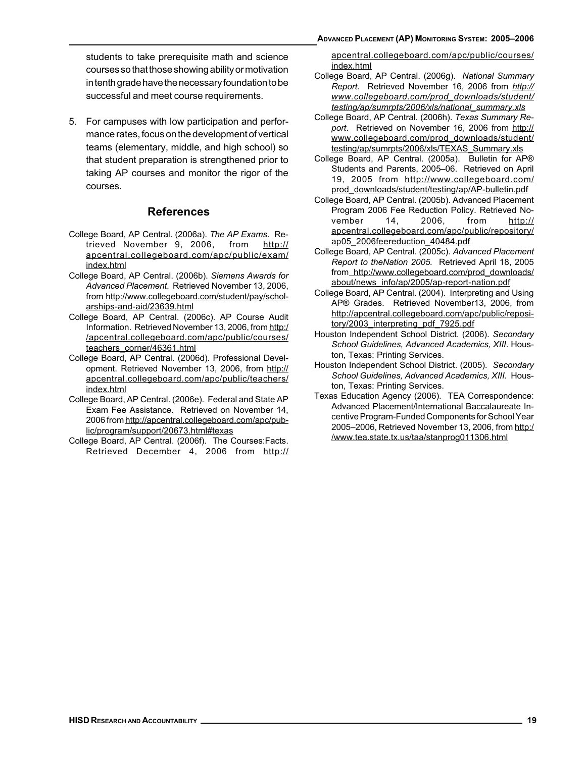students to take prerequisite math and science courses so that those showing ability or motivation in tenth grade have the necessary foundation to be successful and meet course requirements.

5. For campuses with low participation and performance rates, focus on the development of vertical teams (elementary, middle, and high school) so that student preparation is strengthened prior to taking AP courses and monitor the rigor of the courses.

## References

College Board, AP Central. (2006a). *The AP Exams*. Retrieved November 9, 2006, from http://apcentral.collegeboard.com/apc/public/exam/index.html

College Board, AP Central. (2006b). *Siemens Awards for Advanced Placement*. Retrieved November 13, 2006, from http://www.collegeboard.com/student/pay/scholarships-and-aid/23639.html

College Board, AP Central. (2006c). AP Course Audit Information. Retrieved November 13, 2006, from http://apcentral.collegeboard.com/apc/public/courses/teachers_corner/46361.html

College Board, AP Central. (2006d). Professional Development. Retrieved November 13, 2006, from http://apcentral.collegeboard.com/apc/public/teachers/index.html

College Board, AP Central. (2006e). Federal and State AP Exam Fee Assistance. Retrieved on November 14, 2006 from http://apcentral.collegeboard.com/apc/public/program/support/20673.html#texas

College Board, AP Central. (2006f). The Courses:Facts. Retrieved December 4, 2006 from http://apcentral.collegeboard.com/apc/public/courses/index.html

College Board, AP Central. (2006g). *National Summary Report*. Retrieved November 16, 2006 from *http://www.collegeboard.com/prod_downloads/student/testing/ap/sumrpts/2006/xls/national_summary.xls*

College Board, AP Central. (2006h). *Texas Summary Report*. Retrieved on November 16, 2006 from http://www.collegeboard.com/prod_downloads/student/testing/ap/sumrpts/2006/xls/TEXAS_Summary.xls

College Board, AP Central. (2005a). Bulletin for AP® Students and Parents, 2005–06. Retrieved on April 19, 2005 from http://www.collegeboard.com/prod_downloads/student/testing/ap/AP-bulletin.pdf

College Board, AP Central. (2005b). Advanced Placement Program 2006 Fee Reduction Policy. Retrieved November 14, 2006, from http://apcentral.collegeboard.com/apc/public/repository/ap05_2006feereduction_40484.pdf

College Board, AP Central. (2005c). *Advanced Placement Report to theNation 2005.* Retrieved April 18, 2005 from http://www.collegeboard.com/prod_downloads/about/news_info/ap/2005/ap-report-nation.pdf

College Board, AP Central. (2004). Interpreting and Using AP® Grades. Retrieved November13, 2006, from http://apcentral.collegeboard.com/apc/public/repository/2003_interpreting_pdf_7925.pdf

Houston Independent School District. (2006). *Secondary School Guidelines, Advanced Academics, XIII*. Houston, Texas: Printing Services.

Houston Independent School District. (2005). *Secondary School Guidelines, Advanced Academics, XIII*. Houston, Texas: Printing Services.

Texas Education Agency (2006). TEA Correspondence: Advanced Placement/International Baccalaureate Incentive Program-Funded Components for School Year 2005–2006, Retrieved November 13, 2006, from http://www.tea.state.tx.us/taa/stanprog011306.html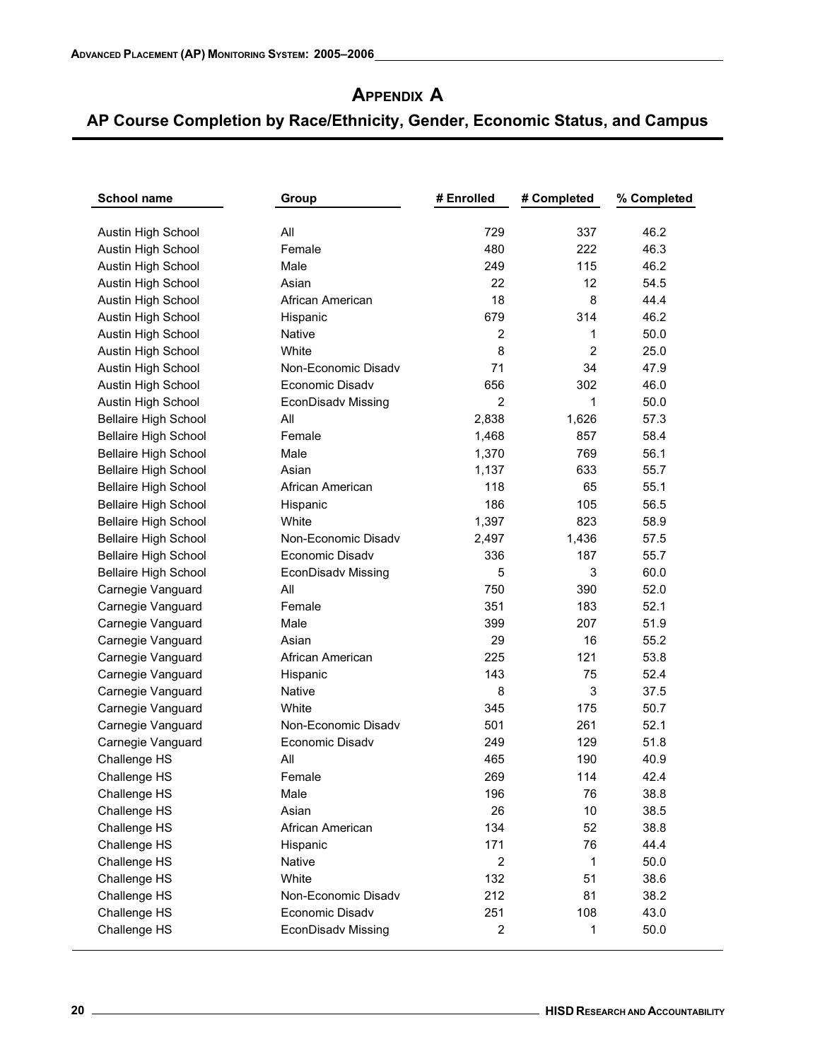# Appendix A

## AP Course Completion by Race/Ethnicity, Gender, Economic Status, and Campus

| School name | Group | # Enrolled | # Completed | % Completed |
|---|---|---|---|---|
| Austin High School | All | 729 | 337 | 46.2 |
| Austin High School | Female | 480 | 222 | 46.3 |
| Austin High School | Male | 249 | 115 | 46.2 |
| Austin High School | Asian | 22 | 12 | 54.5 |
| Austin High School | African American | 18 | 8 | 44.4 |
| Austin High School | Hispanic | 679 | 314 | 46.2 |
| Austin High School | Native | 2 | 1 | 50.0 |
| Austin High School | White | 8 | 2 | 25.0 |
| Austin High School | Non-Economic Disadv | 71 | 34 | 47.9 |
| Austin High School | Economic Disadv | 656 | 302 | 46.0 |
| Austin High School | EconDisadv Missing | 2 | 1 | 50.0 |
| Bellaire High School | All | 2,838 | 1,626 | 57.3 |
| Bellaire High School | Female | 1,468 | 857 | 58.4 |
| Bellaire High School | Male | 1,370 | 769 | 56.1 |
| Bellaire High School | Asian | 1,137 | 633 | 55.7 |
| Bellaire High School | African American | 118 | 65 | 55.1 |
| Bellaire High School | Hispanic | 186 | 105 | 56.5 |
| Bellaire High School | White | 1,397 | 823 | 58.9 |
| Bellaire High School | Non-Economic Disadv | 2,497 | 1,436 | 57.5 |
| Bellaire High School | Economic Disadv | 336 | 187 | 55.7 |
| Bellaire High School | EconDisadv Missing | 5 | 3 | 60.0 |
| Carnegie Vanguard | All | 750 | 390 | 52.0 |
| Carnegie Vanguard | Female | 351 | 183 | 52.1 |
| Carnegie Vanguard | Male | 399 | 207 | 51.9 |
| Carnegie Vanguard | Asian | 29 | 16 | 55.2 |
| Carnegie Vanguard | African American | 225 | 121 | 53.8 |
| Carnegie Vanguard | Hispanic | 143 | 75 | 52.4 |
| Carnegie Vanguard | Native | 8 | 3 | 37.5 |
| Carnegie Vanguard | White | 345 | 175 | 50.7 |
| Carnegie Vanguard | Non-Economic Disadv | 501 | 261 | 52.1 |
| Carnegie Vanguard | Economic Disadv | 249 | 129 | 51.8 |
| Challenge HS | All | 465 | 190 | 40.9 |
| Challenge HS | Female | 269 | 114 | 42.4 |
| Challenge HS | Male | 196 | 76 | 38.8 |
| Challenge HS | Asian | 26 | 10 | 38.5 |
| Challenge HS | African American | 134 | 52 | 38.8 |
| Challenge HS | Hispanic | 171 | 76 | 44.4 |
| Challenge HS | Native | 2 | 1 | 50.0 |
| Challenge HS | White | 132 | 51 | 38.6 |
| Challenge HS | Non-Economic Disadv | 212 | 81 | 38.2 |
| Challenge HS | Economic Disadv | 251 | 108 | 43.0 |
| Challenge HS | EconDisadv Missing | 2 | 1 | 50.0 |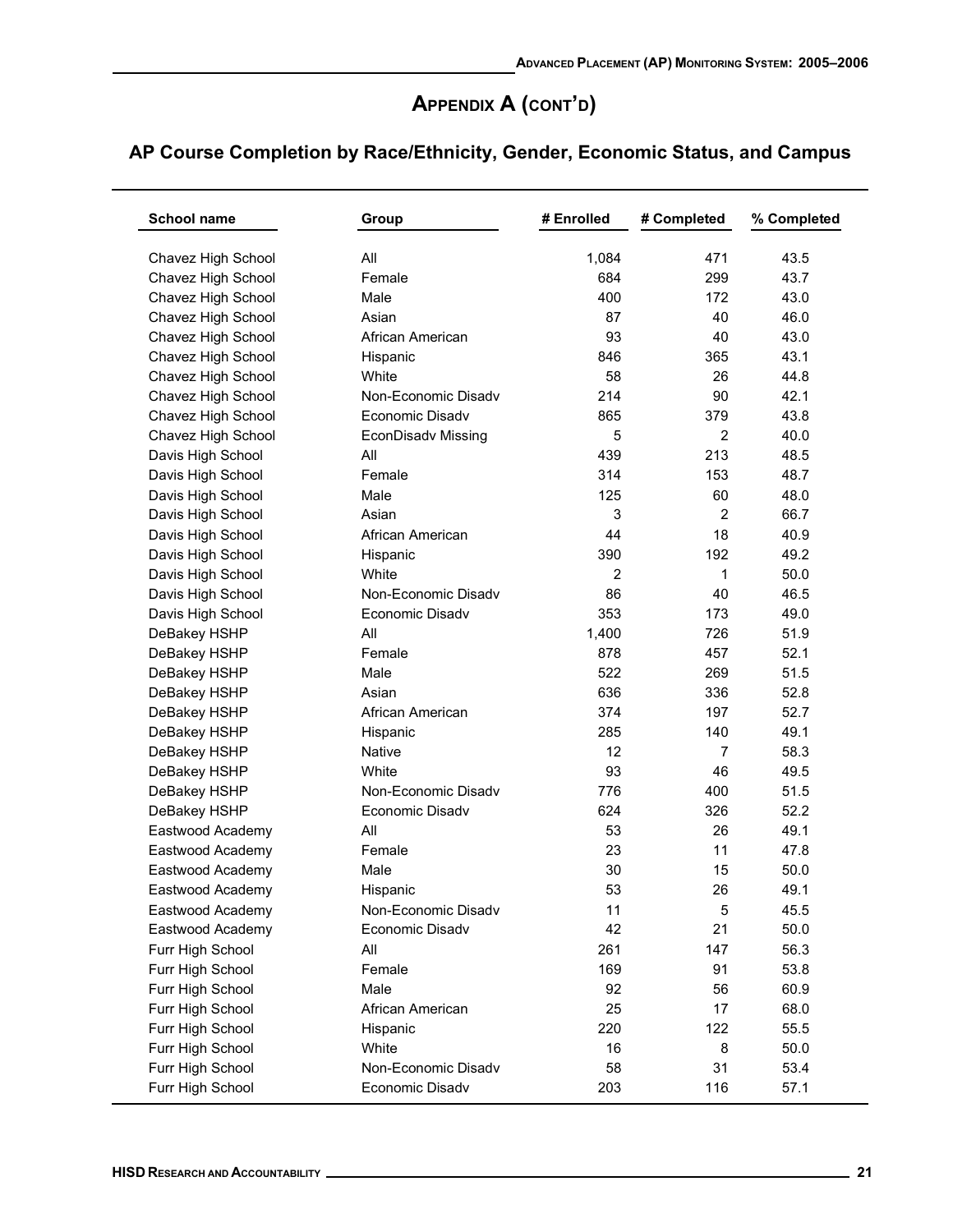# Appendix A (cont'd)

## AP Course Completion by Race/Ethnicity, Gender, Economic Status, and Campus

| School name | Group | # Enrolled | # Completed | % Completed |
|---|---|---|---|---|
| Chavez High School | All | 1,084 | 471 | 43.5 |
| Chavez High School | Female | 684 | 299 | 43.7 |
| Chavez High School | Male | 400 | 172 | 43.0 |
| Chavez High School | Asian | 87 | 40 | 46.0 |
| Chavez High School | African American | 93 | 40 | 43.0 |
| Chavez High School | Hispanic | 846 | 365 | 43.1 |
| Chavez High School | White | 58 | 26 | 44.8 |
| Chavez High School | Non-Economic Disadv | 214 | 90 | 42.1 |
| Chavez High School | Economic Disadv | 865 | 379 | 43.8 |
| Chavez High School | EconDisadv Missing | 5 | 2 | 40.0 |
| Davis High School | All | 439 | 213 | 48.5 |
| Davis High School | Female | 314 | 153 | 48.7 |
| Davis High School | Male | 125 | 60 | 48.0 |
| Davis High School | Asian | 3 | 2 | 66.7 |
| Davis High School | African American | 44 | 18 | 40.9 |
| Davis High School | Hispanic | 390 | 192 | 49.2 |
| Davis High School | White | 2 | 1 | 50.0 |
| Davis High School | Non-Economic Disadv | 86 | 40 | 46.5 |
| Davis High School | Economic Disadv | 353 | 173 | 49.0 |
| DeBakey HSHP | All | 1,400 | 726 | 51.9 |
| DeBakey HSHP | Female | 878 | 457 | 52.1 |
| DeBakey HSHP | Male | 522 | 269 | 51.5 |
| DeBakey HSHP | Asian | 636 | 336 | 52.8 |
| DeBakey HSHP | African American | 374 | 197 | 52.7 |
| DeBakey HSHP | Hispanic | 285 | 140 | 49.1 |
| DeBakey HSHP | Native | 12 | 7 | 58.3 |
| DeBakey HSHP | White | 93 | 46 | 49.5 |
| DeBakey HSHP | Non-Economic Disadv | 776 | 400 | 51.5 |
| DeBakey HSHP | Economic Disadv | 624 | 326 | 52.2 |
| Eastwood Academy | All | 53 | 26 | 49.1 |
| Eastwood Academy | Female | 23 | 11 | 47.8 |
| Eastwood Academy | Male | 30 | 15 | 50.0 |
| Eastwood Academy | Hispanic | 53 | 26 | 49.1 |
| Eastwood Academy | Non-Economic Disadv | 11 | 5 | 45.5 |
| Eastwood Academy | Economic Disadv | 42 | 21 | 50.0 |
| Furr High School | All | 261 | 147 | 56.3 |
| Furr High School | Female | 169 | 91 | 53.8 |
| Furr High School | Male | 92 | 56 | 60.9 |
| Furr High School | African American | 25 | 17 | 68.0 |
| Furr High School | Hispanic | 220 | 122 | 55.5 |
| Furr High School | White | 16 | 8 | 50.0 |
| Furr High School | Non-Economic Disadv | 58 | 31 | 53.4 |
| Furr High School | Economic Disadv | 203 | 116 | 57.1 |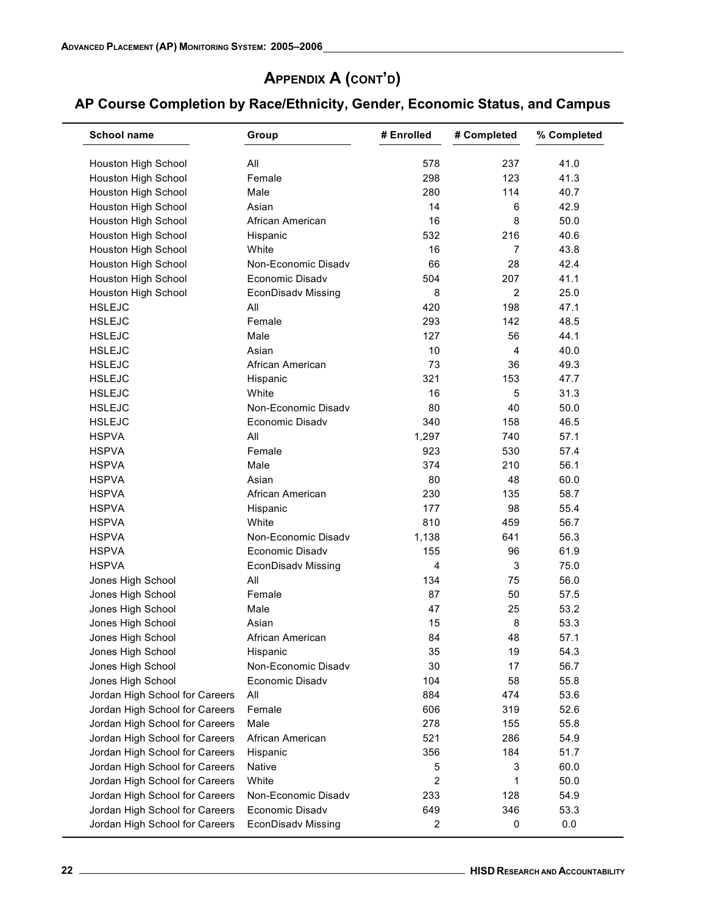## Appendix A (cont'd)

## AP Course Completion by Race/Ethnicity, Gender, Economic Status, and Campus

| School name | Group | # Enrolled | # Completed | % Completed |
|---|---|---|---|---|
| Houston High School | All | 578 | 237 | 41.0 |
| Houston High School | Female | 298 | 123 | 41.3 |
| Houston High School | Male | 280 | 114 | 40.7 |
| Houston High School | Asian | 14 | 6 | 42.9 |
| Houston High School | African American | 16 | 8 | 50.0 |
| Houston High School | Hispanic | 532 | 216 | 40.6 |
| Houston High School | White | 16 | 7 | 43.8 |
| Houston High School | Non-Economic Disadv | 66 | 28 | 42.4 |
| Houston High School | Economic Disadv | 504 | 207 | 41.1 |
| Houston High School | EconDisadv Missing | 8 | 2 | 25.0 |
| HSLEJC | All | 420 | 198 | 47.1 |
| HSLEJC | Female | 293 | 142 | 48.5 |
| HSLEJC | Male | 127 | 56 | 44.1 |
| HSLEJC | Asian | 10 | 4 | 40.0 |
| HSLEJC | African American | 73 | 36 | 49.3 |
| HSLEJC | Hispanic | 321 | 153 | 47.7 |
| HSLEJC | White | 16 | 5 | 31.3 |
| HSLEJC | Non-Economic Disadv | 80 | 40 | 50.0 |
| HSLEJC | Economic Disadv | 340 | 158 | 46.5 |
| HSPVA | All | 1,297 | 740 | 57.1 |
| HSPVA | Female | 923 | 530 | 57.4 |
| HSPVA | Male | 374 | 210 | 56.1 |
| HSPVA | Asian | 80 | 48 | 60.0 |
| HSPVA | African American | 230 | 135 | 58.7 |
| HSPVA | Hispanic | 177 | 98 | 55.4 |
| HSPVA | White | 810 | 459 | 56.7 |
| HSPVA | Non-Economic Disadv | 1,138 | 641 | 56.3 |
| HSPVA | Economic Disadv | 155 | 96 | 61.9 |
| HSPVA | EconDisadv Missing | 4 | 3 | 75.0 |
| Jones High School | All | 134 | 75 | 56.0 |
| Jones High School | Female | 87 | 50 | 57.5 |
| Jones High School | Male | 47 | 25 | 53.2 |
| Jones High School | Asian | 15 | 8 | 53.3 |
| Jones High School | African American | 84 | 48 | 57.1 |
| Jones High School | Hispanic | 35 | 19 | 54.3 |
| Jones High School | Non-Economic Disadv | 30 | 17 | 56.7 |
| Jones High School | Economic Disadv | 104 | 58 | 55.8 |
| Jordan High School for Careers | All | 884 | 474 | 53.6 |
| Jordan High School for Careers | Female | 606 | 319 | 52.6 |
| Jordan High School for Careers | Male | 278 | 155 | 55.8 |
| Jordan High School for Careers | African American | 521 | 286 | 54.9 |
| Jordan High School for Careers | Hispanic | 356 | 184 | 51.7 |
| Jordan High School for Careers | Native | 5 | 3 | 60.0 |
| Jordan High School for Careers | White | 2 | 1 | 50.0 |
| Jordan High School for Careers | Non-Economic Disadv | 233 | 128 | 54.9 |
| Jordan High School for Careers | Economic Disadv | 649 | 346 | 53.3 |
| Jordan High School for Careers | EconDisadv Missing | 2 | 0 | 0.0 |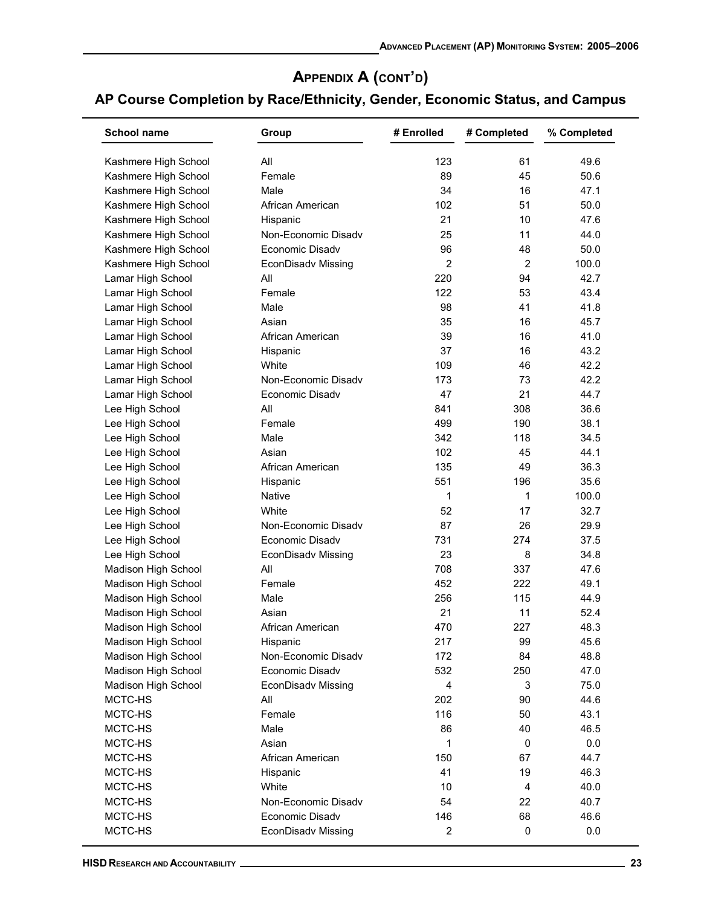## APPENDIX A (CONT'D)

## AP Course Completion by Race/Ethnicity, Gender, Economic Status, and Campus

| School name | Group | # Enrolled | # Completed | % Completed |
|---|---|---|---|---|
| Kashmere High School | All | 123 | 61 | 49.6 |
| Kashmere High School | Female | 89 | 45 | 50.6 |
| Kashmere High School | Male | 34 | 16 | 47.1 |
| Kashmere High School | African American | 102 | 51 | 50.0 |
| Kashmere High School | Hispanic | 21 | 10 | 47.6 |
| Kashmere High School | Non-Economic Disadv | 25 | 11 | 44.0 |
| Kashmere High School | Economic Disadv | 96 | 48 | 50.0 |
| Kashmere High School | EconDisadv Missing | 2 | 2 | 100.0 |
| Lamar High School | All | 220 | 94 | 42.7 |
| Lamar High School | Female | 122 | 53 | 43.4 |
| Lamar High School | Male | 98 | 41 | 41.8 |
| Lamar High School | Asian | 35 | 16 | 45.7 |
| Lamar High School | African American | 39 | 16 | 41.0 |
| Lamar High School | Hispanic | 37 | 16 | 43.2 |
| Lamar High School | White | 109 | 46 | 42.2 |
| Lamar High School | Non-Economic Disadv | 173 | 73 | 42.2 |
| Lamar High School | Economic Disadv | 47 | 21 | 44.7 |
| Lee High School | All | 841 | 308 | 36.6 |
| Lee High School | Female | 499 | 190 | 38.1 |
| Lee High School | Male | 342 | 118 | 34.5 |
| Lee High School | Asian | 102 | 45 | 44.1 |
| Lee High School | African American | 135 | 49 | 36.3 |
| Lee High School | Hispanic | 551 | 196 | 35.6 |
| Lee High School | Native | 1 | 1 | 100.0 |
| Lee High School | White | 52 | 17 | 32.7 |
| Lee High School | Non-Economic Disadv | 87 | 26 | 29.9 |
| Lee High School | Economic Disadv | 731 | 274 | 37.5 |
| Lee High School | EconDisadv Missing | 23 | 8 | 34.8 |
| Madison High School | All | 708 | 337 | 47.6 |
| Madison High School | Female | 452 | 222 | 49.1 |
| Madison High School | Male | 256 | 115 | 44.9 |
| Madison High School | Asian | 21 | 11 | 52.4 |
| Madison High School | African American | 470 | 227 | 48.3 |
| Madison High School | Hispanic | 217 | 99 | 45.6 |
| Madison High School | Non-Economic Disadv | 172 | 84 | 48.8 |
| Madison High School | Economic Disadv | 532 | 250 | 47.0 |
| Madison High School | EconDisadv Missing | 4 | 3 | 75.0 |
| MCTC-HS | All | 202 | 90 | 44.6 |
| MCTC-HS | Female | 116 | 50 | 43.1 |
| MCTC-HS | Male | 86 | 40 | 46.5 |
| MCTC-HS | Asian | 1 | 0 | 0.0 |
| MCTC-HS | African American | 150 | 67 | 44.7 |
| MCTC-HS | Hispanic | 41 | 19 | 46.3 |
| MCTC-HS | White | 10 | 4 | 40.0 |
| MCTC-HS | Non-Economic Disadv | 54 | 22 | 40.7 |
| MCTC-HS | Economic Disadv | 146 | 68 | 46.6 |
| MCTC-HS | EconDisadv Missing | 2 | 0 | 0.0 |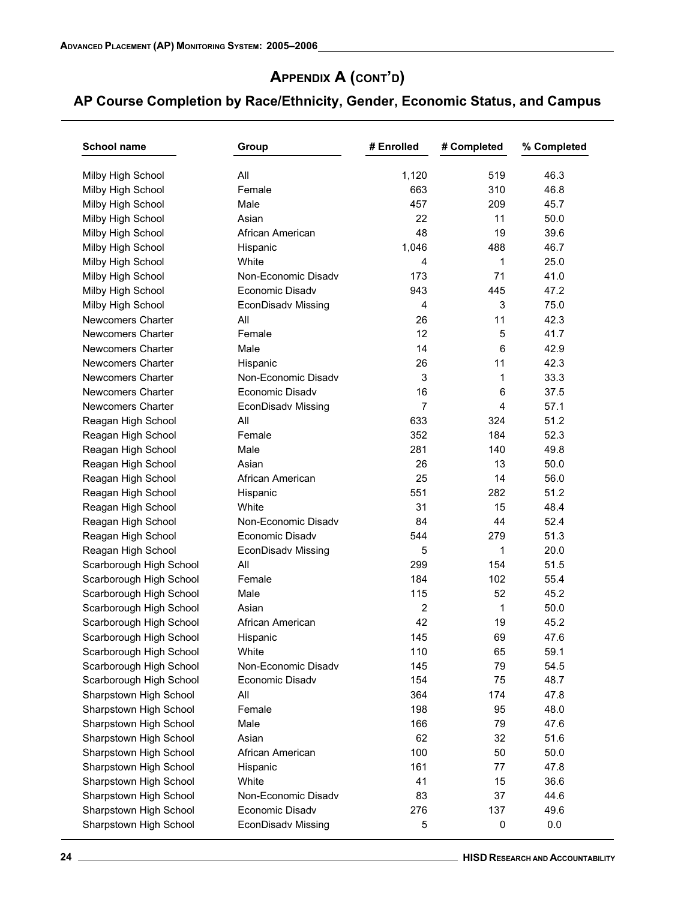## Appendix A (cont'd)

## AP Course Completion by Race/Ethnicity, Gender, Economic Status, and Campus

| School name | Group | # Enrolled | # Completed | % Completed |
|---|---|---|---|---|
| Milby High School | All | 1,120 | 519 | 46.3 |
| Milby High School | Female | 663 | 310 | 46.8 |
| Milby High School | Male | 457 | 209 | 45.7 |
| Milby High School | Asian | 22 | 11 | 50.0 |
| Milby High School | African American | 48 | 19 | 39.6 |
| Milby High School | Hispanic | 1,046 | 488 | 46.7 |
| Milby High School | White | 4 | 1 | 25.0 |
| Milby High School | Non-Economic Disadv | 173 | 71 | 41.0 |
| Milby High School | Economic Disadv | 943 | 445 | 47.2 |
| Milby High School | EconDisadv Missing | 4 | 3 | 75.0 |
| Newcomers Charter | All | 26 | 11 | 42.3 |
| Newcomers Charter | Female | 12 | 5 | 41.7 |
| Newcomers Charter | Male | 14 | 6 | 42.9 |
| Newcomers Charter | Hispanic | 26 | 11 | 42.3 |
| Newcomers Charter | Non-Economic Disadv | 3 | 1 | 33.3 |
| Newcomers Charter | Economic Disadv | 16 | 6 | 37.5 |
| Newcomers Charter | EconDisadv Missing | 7 | 4 | 57.1 |
| Reagan High School | All | 633 | 324 | 51.2 |
| Reagan High School | Female | 352 | 184 | 52.3 |
| Reagan High School | Male | 281 | 140 | 49.8 |
| Reagan High School | Asian | 26 | 13 | 50.0 |
| Reagan High School | African American | 25 | 14 | 56.0 |
| Reagan High School | Hispanic | 551 | 282 | 51.2 |
| Reagan High School | White | 31 | 15 | 48.4 |
| Reagan High School | Non-Economic Disadv | 84 | 44 | 52.4 |
| Reagan High School | Economic Disadv | 544 | 279 | 51.3 |
| Reagan High School | EconDisadv Missing | 5 | 1 | 20.0 |
| Scarborough High School | All | 299 | 154 | 51.5 |
| Scarborough High School | Female | 184 | 102 | 55.4 |
| Scarborough High School | Male | 115 | 52 | 45.2 |
| Scarborough High School | Asian | 2 | 1 | 50.0 |
| Scarborough High School | African American | 42 | 19 | 45.2 |
| Scarborough High School | Hispanic | 145 | 69 | 47.6 |
| Scarborough High School | White | 110 | 65 | 59.1 |
| Scarborough High School | Non-Economic Disadv | 145 | 79 | 54.5 |
| Scarborough High School | Economic Disadv | 154 | 75 | 48.7 |
| Sharpstown High School | All | 364 | 174 | 47.8 |
| Sharpstown High School | Female | 198 | 95 | 48.0 |
| Sharpstown High School | Male | 166 | 79 | 47.6 |
| Sharpstown High School | Asian | 62 | 32 | 51.6 |
| Sharpstown High School | African American | 100 | 50 | 50.0 |
| Sharpstown High School | Hispanic | 161 | 77 | 47.8 |
| Sharpstown High School | White | 41 | 15 | 36.6 |
| Sharpstown High School | Non-Economic Disadv | 83 | 37 | 44.6 |
| Sharpstown High School | Economic Disadv | 276 | 137 | 49.6 |
| Sharpstown High School | EconDisadv Missing | 5 | 0 | 0.0 |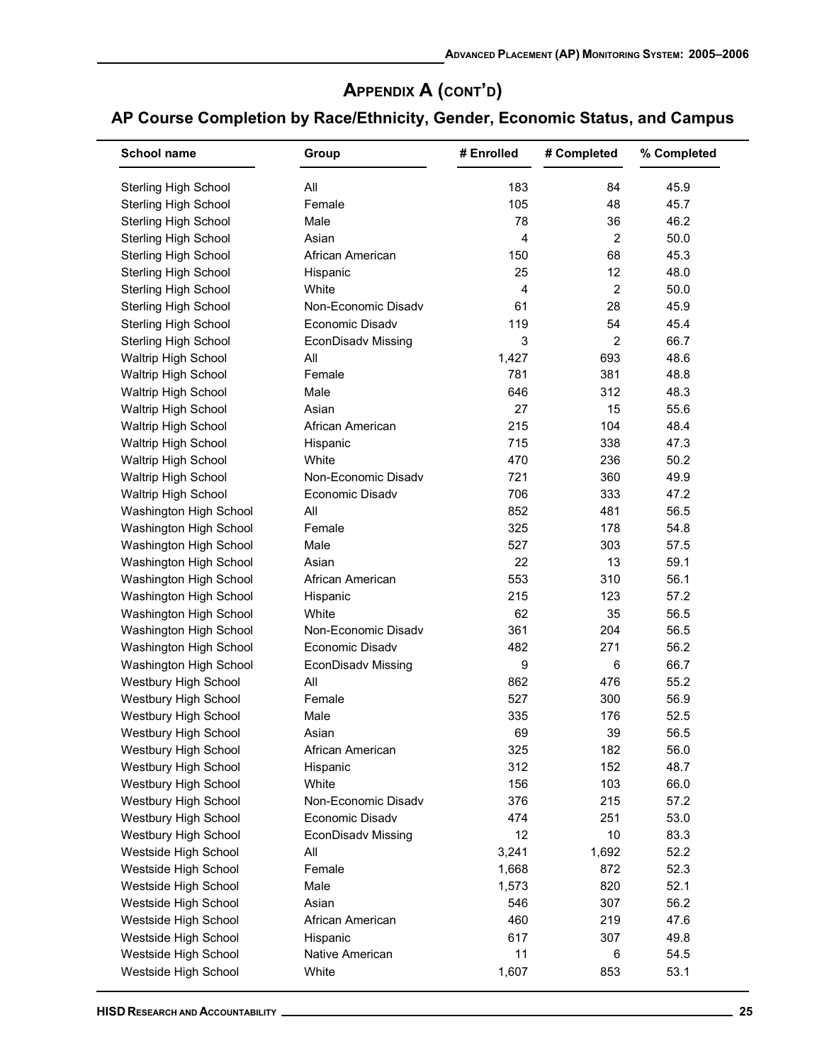## Appendix A (cont'd)

## AP Course Completion by Race/Ethnicity, Gender, Economic Status, and Campus

| School name | Group | # Enrolled | # Completed | % Completed |
|---|---|---|---|---|
| Sterling High School | All | 183 | 84 | 45.9 |
| Sterling High School | Female | 105 | 48 | 45.7 |
| Sterling High School | Male | 78 | 36 | 46.2 |
| Sterling High School | Asian | 4 | 2 | 50.0 |
| Sterling High School | African American | 150 | 68 | 45.3 |
| Sterling High School | Hispanic | 25 | 12 | 48.0 |
| Sterling High School | White | 4 | 2 | 50.0 |
| Sterling High School | Non-Economic Disadv | 61 | 28 | 45.9 |
| Sterling High School | Economic Disadv | 119 | 54 | 45.4 |
| Sterling High School | EconDisadv Missing | 3 | 2 | 66.7 |
| Waltrip High School | All | 1,427 | 693 | 48.6 |
| Waltrip High School | Female | 781 | 381 | 48.8 |
| Waltrip High School | Male | 646 | 312 | 48.3 |
| Waltrip High School | Asian | 27 | 15 | 55.6 |
| Waltrip High School | African American | 215 | 104 | 48.4 |
| Waltrip High School | Hispanic | 715 | 338 | 47.3 |
| Waltrip High School | White | 470 | 236 | 50.2 |
| Waltrip High School | Non-Economic Disadv | 721 | 360 | 49.9 |
| Waltrip High School | Economic Disadv | 706 | 333 | 47.2 |
| Washington High School | All | 852 | 481 | 56.5 |
| Washington High School | Female | 325 | 178 | 54.8 |
| Washington High School | Male | 527 | 303 | 57.5 |
| Washington High School | Asian | 22 | 13 | 59.1 |
| Washington High School | African American | 553 | 310 | 56.1 |
| Washington High School | Hispanic | 215 | 123 | 57.2 |
| Washington High School | White | 62 | 35 | 56.5 |
| Washington High School | Non-Economic Disadv | 361 | 204 | 56.5 |
| Washington High School | Economic Disadv | 482 | 271 | 56.2 |
| Washington High School | EconDisadv Missing | 9 | 6 | 66.7 |
| Westbury High School | All | 862 | 476 | 55.2 |
| Westbury High School | Female | 527 | 300 | 56.9 |
| Westbury High School | Male | 335 | 176 | 52.5 |
| Westbury High School | Asian | 69 | 39 | 56.5 |
| Westbury High School | African American | 325 | 182 | 56.0 |
| Westbury High School | Hispanic | 312 | 152 | 48.7 |
| Westbury High School | White | 156 | 103 | 66.0 |
| Westbury High School | Non-Economic Disadv | 376 | 215 | 57.2 |
| Westbury High School | Economic Disadv | 474 | 251 | 53.0 |
| Westbury High School | EconDisadv Missing | 12 | 10 | 83.3 |
| Westside High School | All | 3,241 | 1,692 | 52.2 |
| Westside High School | Female | 1,668 | 872 | 52.3 |
| Westside High School | Male | 1,573 | 820 | 52.1 |
| Westside High School | Asian | 546 | 307 | 56.2 |
| Westside High School | African American | 460 | 219 | 47.6 |
| Westside High School | Hispanic | 617 | 307 | 49.8 |
| Westside High School | Native American | 11 | 6 | 54.5 |
| Westside High School | White | 1,607 | 853 | 53.1 |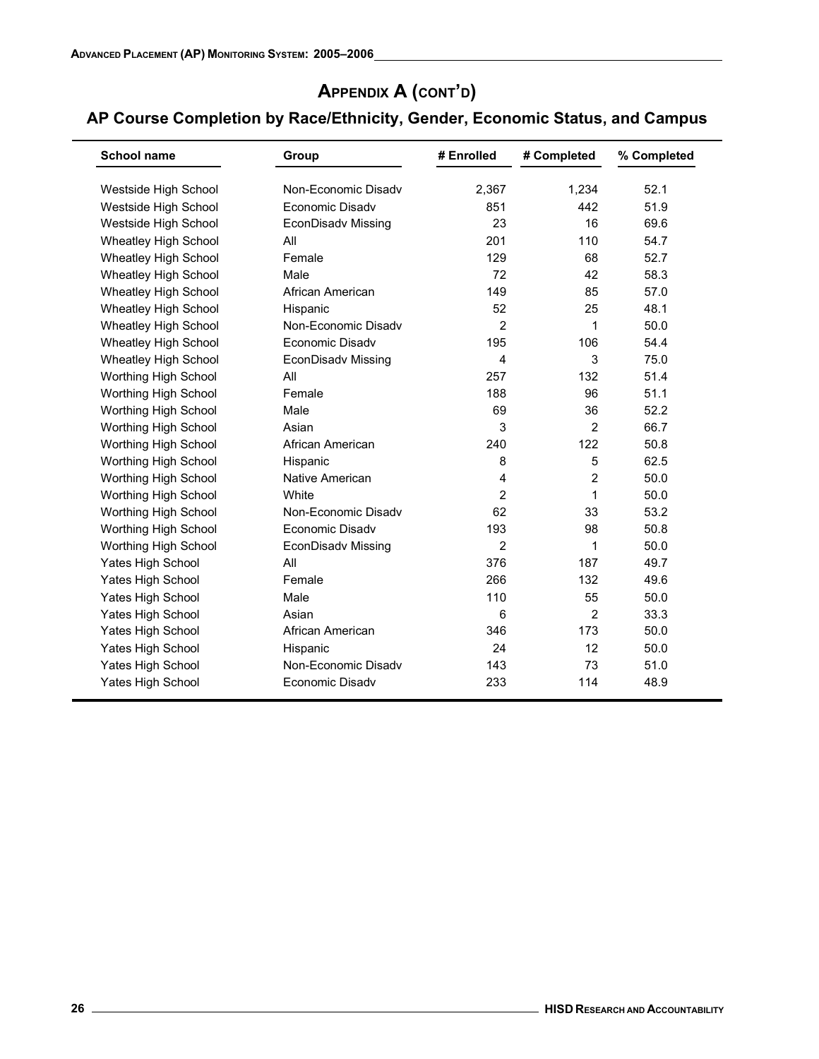## Appendix A (cont'd)

## AP Course Completion by Race/Ethnicity, Gender, Economic Status, and Campus

| School name | Group | # Enrolled | # Completed | % Completed |
|---|---|---|---|---|
| Westside High School | Non-Economic Disadv | 2,367 | 1,234 | 52.1 |
| Westside High School | Economic Disadv | 851 | 442 | 51.9 |
| Westside High School | EconDisadv Missing | 23 | 16 | 69.6 |
| Wheatley High School | All | 201 | 110 | 54.7 |
| Wheatley High School | Female | 129 | 68 | 52.7 |
| Wheatley High School | Male | 72 | 42 | 58.3 |
| Wheatley High School | African American | 149 | 85 | 57.0 |
| Wheatley High School | Hispanic | 52 | 25 | 48.1 |
| Wheatley High School | Non-Economic Disadv | 2 | 1 | 50.0 |
| Wheatley High School | Economic Disadv | 195 | 106 | 54.4 |
| Wheatley High School | EconDisadv Missing | 4 | 3 | 75.0 |
| Worthing High School | All | 257 | 132 | 51.4 |
| Worthing High School | Female | 188 | 96 | 51.1 |
| Worthing High School | Male | 69 | 36 | 52.2 |
| Worthing High School | Asian | 3 | 2 | 66.7 |
| Worthing High School | African American | 240 | 122 | 50.8 |
| Worthing High School | Hispanic | 8 | 5 | 62.5 |
| Worthing High School | Native American | 4 | 2 | 50.0 |
| Worthing High School | White | 2 | 1 | 50.0 |
| Worthing High School | Non-Economic Disadv | 62 | 33 | 53.2 |
| Worthing High School | Economic Disadv | 193 | 98 | 50.8 |
| Worthing High School | EconDisadv Missing | 2 | 1 | 50.0 |
| Yates High School | All | 376 | 187 | 49.7 |
| Yates High School | Female | 266 | 132 | 49.6 |
| Yates High School | Male | 110 | 55 | 50.0 |
| Yates High School | Asian | 6 | 2 | 33.3 |
| Yates High School | African American | 346 | 173 | 50.0 |
| Yates High School | Hispanic | 24 | 12 | 50.0 |
| Yates High School | Non-Economic Disadv | 143 | 73 | 51.0 |
| Yates High School | Economic Disadv | 233 | 114 | 48.9 |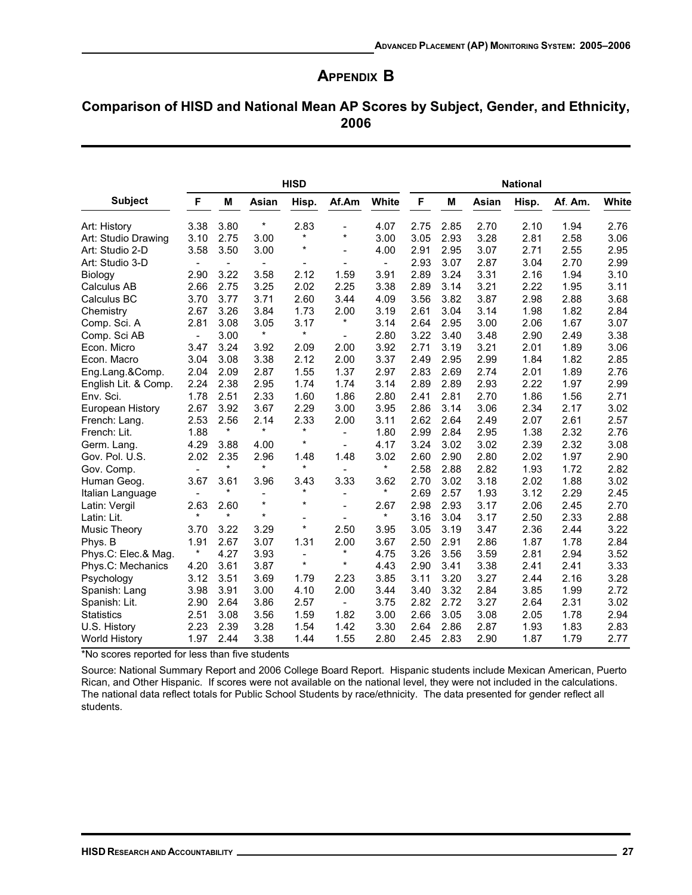# APPENDIX B

## Comparison of HISD and National Mean AP Scores by Subject, Gender, and Ethnicity, 2006

| Subject | HISD | | | | | | National | | | | | |
|---|---|---|---|---|---|---|---|---|---|---|---|---|
| | F | M | Asian | Hisp. | Af.Am | White | F | M | Asian | Hisp. | Af. Am. | White |
| Art: History | 3.38 | 3.80 | * | 2.83 | - | 4.07 | 2.75 | 2.85 | 2.70 | 2.10 | 1.94 | 2.76 |
| Art: Studio Drawing | 3.10 | 2.75 | 3.00 | * | * | 3.00 | 3.05 | 2.93 | 3.28 | 2.81 | 2.58 | 3.06 |
| Art: Studio 2-D | 3.58 | 3.50 | 3.00 | * | - | 4.00 | 2.91 | 2.95 | 3.07 | 2.71 | 2.55 | 2.95 |
| Art: Studio 3-D | - | - | - | - | - | - | 2.93 | 3.07 | 2.87 | 3.04 | 2.70 | 2.99 |
| Biology | 2.90 | 3.22 | 3.58 | 2.12 | 1.59 | 3.91 | 2.89 | 3.24 | 3.31 | 2.16 | 1.94 | 3.10 |
| Calculus AB | 2.66 | 2.75 | 3.25 | 2.02 | 2.25 | 3.38 | 2.89 | 3.14 | 3.21 | 2.22 | 1.95 | 3.11 |
| Calculus BC | 3.70 | 3.77 | 3.71 | 2.60 | 3.44 | 4.09 | 3.56 | 3.82 | 3.87 | 2.98 | 2.88 | 3.68 |
| Chemistry | 2.67 | 3.26 | 3.84 | 1.73 | 2.00 | 3.19 | 2.61 | 3.04 | 3.14 | 1.98 | 1.82 | 2.84 |
| Comp. Sci. A | 2.81 | 3.08 | 3.05 | 3.17 | * | 3.14 | 2.64 | 2.95 | 3.00 | 2.06 | 1.67 | 3.07 |
| Comp. Sci AB | - | 3.00 | * | * | - | 2.80 | 3.22 | 3.40 | 3.48 | 2.90 | 2.49 | 3.38 |
| Econ. Micro | 3.47 | 3.24 | 3.92 | 2.09 | 2.00 | 3.92 | 2.71 | 3.19 | 3.21 | 2.01 | 1.89 | 3.06 |
| Econ. Macro | 3.04 | 3.08 | 3.38 | 2.12 | 2.00 | 3.37 | 2.49 | 2.95 | 2.99 | 1.84 | 1.82 | 2.85 |
| Eng.Lang.&Comp. | 2.04 | 2.09 | 2.87 | 1.55 | 1.37 | 2.97 | 2.83 | 2.69 | 2.74 | 2.01 | 1.89 | 2.76 |
| English Lit. & Comp. | 2.24 | 2.38 | 2.95 | 1.74 | 1.74 | 3.14 | 2.89 | 2.89 | 2.93 | 2.22 | 1.97 | 2.99 |
| Env. Sci. | 1.78 | 2.51 | 2.33 | 1.60 | 1.86 | 2.80 | 2.41 | 2.81 | 2.70 | 1.86 | 1.56 | 2.71 |
| European History | 2.67 | 3.92 | 3.67 | 2.29 | 3.00 | 3.95 | 2.86 | 3.14 | 3.06 | 2.34 | 2.17 | 3.02 |
| French: Lang. | 2.53 | 2.56 | 2.14 | 2.33 | 2.00 | 3.11 | 2.62 | 2.64 | 2.49 | 2.07 | 2.61 | 2.57 |
| French: Lit. | 1.88 | * | * | * | - | 1.80 | 2.99 | 2.84 | 2.95 | 1.38 | 2.32 | 2.76 |
| Germ. Lang. | 4.29 | 3.88 | 4.00 | * | - | 4.17 | 3.24 | 3.02 | 3.02 | 2.39 | 2.32 | 3.08 |
| Gov. Pol. U.S. | 2.02 | 2.35 | 2.96 | 1.48 | 1.48 | 3.02 | 2.60 | 2.90 | 2.80 | 2.02 | 1.97 | 2.90 |
| Gov. Comp. | - | * | * | * | - | * | 2.58 | 2.88 | 2.82 | 1.93 | 1.72 | 2.82 |
| Human Geog. | 3.67 | 3.61 | 3.96 | 3.43 | 3.33 | 3.62 | 2.70 | 3.02 | 3.18 | 2.02 | 1.88 | 3.02 |
| Italian Language | - | * | - | * | - | * | 2.69 | 2.57 | 1.93 | 3.12 | 2.29 | 2.45 |
| Latin: Vergil | 2.63 | 2.60 | * | * | - | 2.67 | 2.98 | 2.93 | 3.17 | 2.06 | 2.45 | 2.70 |
| Latin: Lit. | * | * | * | - | - | * | 3.16 | 3.04 | 3.17 | 2.50 | 2.33 | 2.88 |
| Music Theory | 3.70 | 3.22 | 3.29 | * | 2.50 | 3.95 | 3.05 | 3.19 | 3.47 | 2.36 | 2.44 | 3.22 |
| Phys. B | 1.91 | 2.67 | 3.07 | 1.31 | 2.00 | 3.67 | 2.50 | 2.91 | 2.86 | 1.87 | 1.78 | 2.84 |
| Phys.C: Elec.& Mag. | * | 4.27 | 3.93 | - | * | 4.75 | 3.26 | 3.56 | 3.59 | 2.81 | 2.94 | 3.52 |
| Phys.C: Mechanics | 4.20 | 3.61 | 3.87 | * | * | 4.43 | 2.90 | 3.41 | 3.38 | 2.41 | 2.41 | 3.33 |
| Psychology | 3.12 | 3.51 | 3.69 | 1.79 | 2.23 | 3.85 | 3.11 | 3.20 | 3.27 | 2.44 | 2.16 | 3.28 |
| Spanish: Lang | 3.98 | 3.91 | 3.00 | 4.10 | 2.00 | 3.44 | 3.40 | 3.32 | 2.84 | 3.85 | 1.99 | 2.72 |
| Spanish: Lit. | 2.90 | 2.64 | 3.86 | 2.57 | - | 3.75 | 2.82 | 2.72 | 3.27 | 2.64 | 2.31 | 3.02 |
| Statistics | 2.51 | 3.08 | 3.56 | 1.59 | 1.82 | 3.00 | 2.66 | 3.05 | 3.08 | 2.05 | 1.78 | 2.94 |
| U.S. History | 2.23 | 2.39 | 3.28 | 1.54 | 1.42 | 3.30 | 2.64 | 2.86 | 2.87 | 1.93 | 1.83 | 2.83 |
| World History | 1.97 | 2.44 | 3.38 | 1.44 | 1.55 | 2.80 | 2.45 | 2.83 | 2.90 | 1.87 | 1.79 | 2.77 |

*No scores reported for less than five students

Source: National Summary Report and 2006 College Board Report. Hispanic students include Mexican American, Puerto Rican, and Other Hispanic. If scores were not available on the national level, they were not included in the calculations. The national data reflect totals for Public School Students by race/ethnicity. The data presented for gender reflect all students.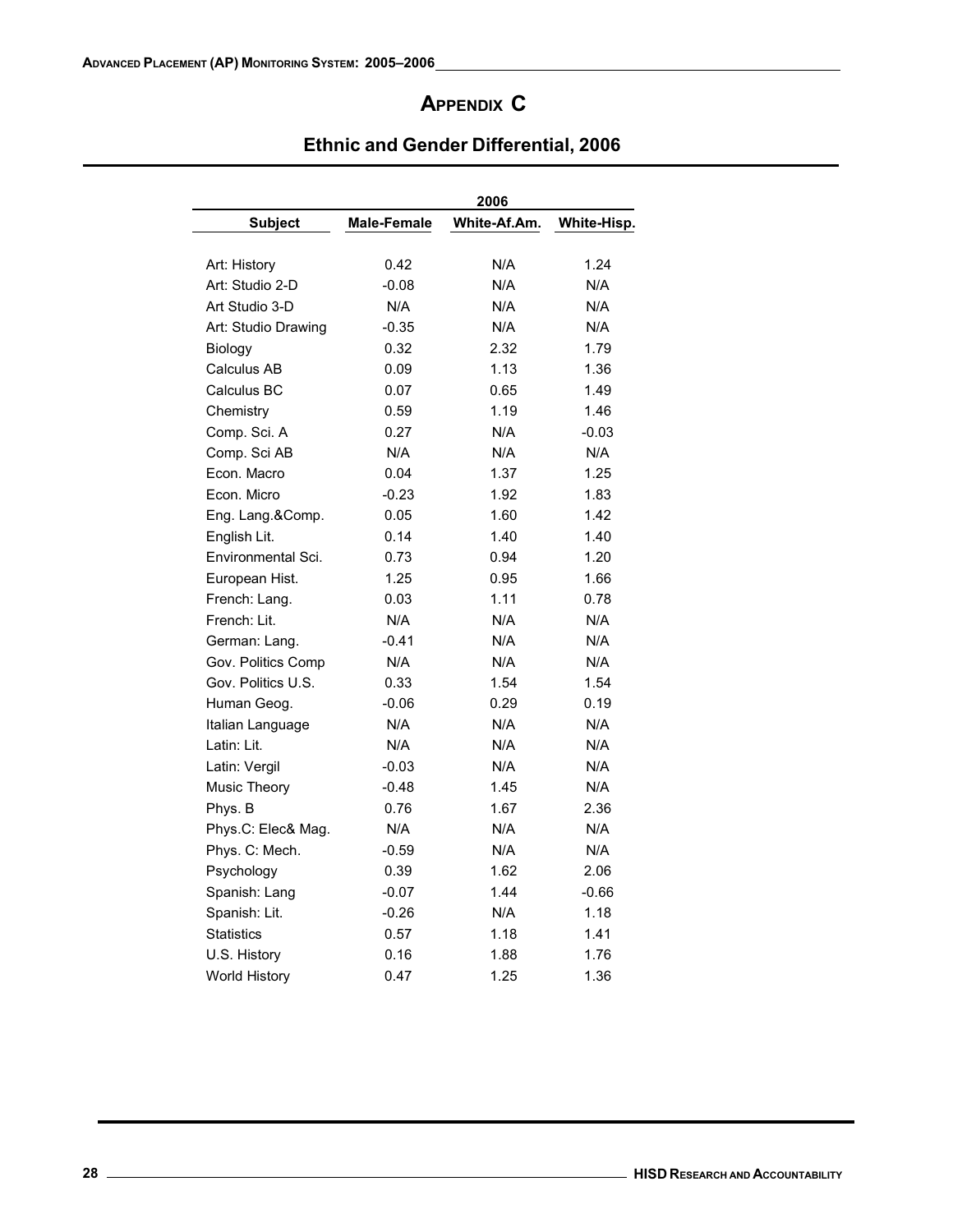# APPENDIX C

## Ethnic and Gender Differential, 2006

| | 2006 | | |
|---|---|---|---|
| **Subject** | **Male-Female** | **White-Af.Am.** | **White-Hisp.** |
| Art: History | 0.42 | N/A | 1.24 |
| Art: Studio 2-D | -0.08 | N/A | N/A |
| Art Studio 3-D | N/A | N/A | N/A |
| Art: Studio Drawing | -0.35 | N/A | N/A |
| Biology | 0.32 | 2.32 | 1.79 |
| Calculus AB | 0.09 | 1.13 | 1.36 |
| Calculus BC | 0.07 | 0.65 | 1.49 |
| Chemistry | 0.59 | 1.19 | 1.46 |
| Comp. Sci. A | 0.27 | N/A | -0.03 |
| Comp. Sci AB | N/A | N/A | N/A |
| Econ. Macro | 0.04 | 1.37 | 1.25 |
| Econ. Micro | -0.23 | 1.92 | 1.83 |
| Eng. Lang.&Comp. | 0.05 | 1.60 | 1.42 |
| English Lit. | 0.14 | 1.40 | 1.40 |
| Environmental Sci. | 0.73 | 0.94 | 1.20 |
| European Hist. | 1.25 | 0.95 | 1.66 |
| French: Lang. | 0.03 | 1.11 | 0.78 |
| French: Lit. | N/A | N/A | N/A |
| German: Lang. | -0.41 | N/A | N/A |
| Gov. Politics Comp | N/A | N/A | N/A |
| Gov. Politics U.S. | 0.33 | 1.54 | 1.54 |
| Human Geog. | -0.06 | 0.29 | 0.19 |
| Italian Language | N/A | N/A | N/A |
| Latin: Lit. | N/A | N/A | N/A |
| Latin: Vergil | -0.03 | N/A | N/A |
| Music Theory | -0.48 | 1.45 | N/A |
| Phys. B | 0.76 | 1.67 | 2.36 |
| Phys.C: Elec& Mag. | N/A | N/A | N/A |
| Phys. C: Mech. | -0.59 | N/A | N/A |
| Psychology | 0.39 | 1.62 | 2.06 |
| Spanish: Lang | -0.07 | 1.44 | -0.66 |
| Spanish: Lit. | -0.26 | N/A | 1.18 |
| Statistics | 0.57 | 1.18 | 1.41 |
| U.S. History | 0.16 | 1.88 | 1.76 |
| World History | 0.47 | 1.25 | 1.36 |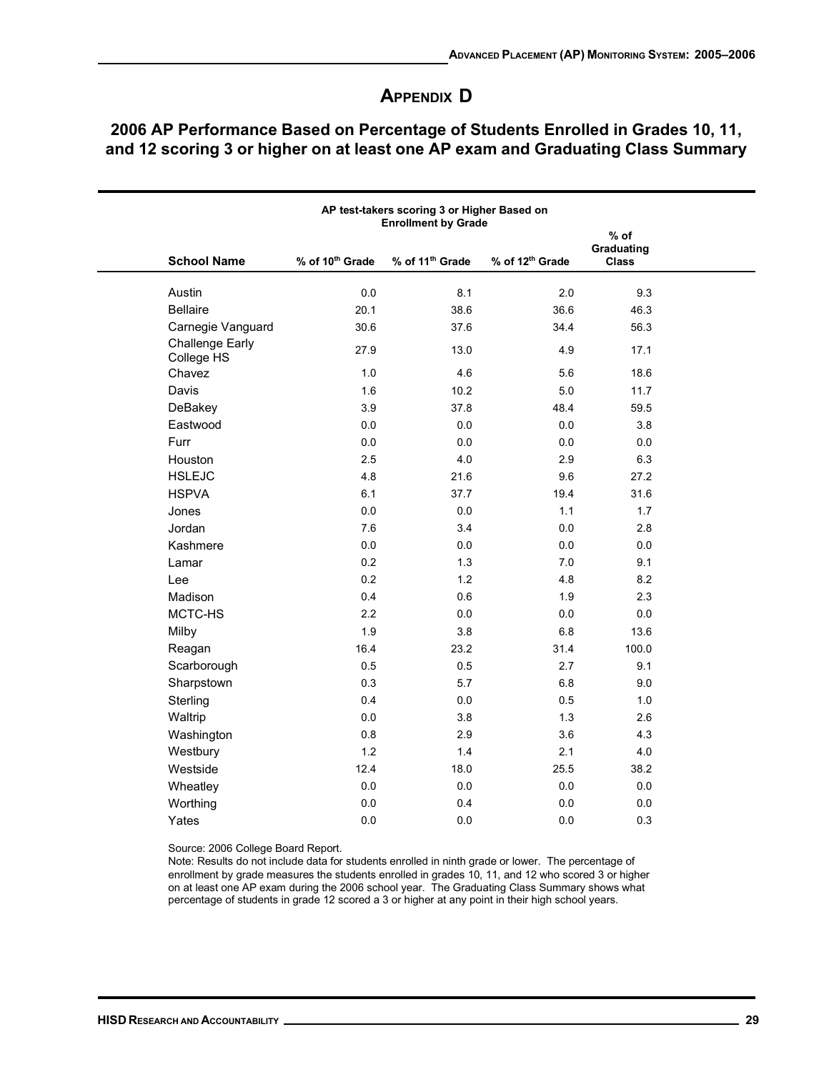# Appendix D

## 2006 AP Performance Based on Percentage of Students Enrolled in Grades 10, 11, and 12 scoring 3 or higher on at least one AP exam and Graduating Class Summary

| | AP test-takers scoring 3 or Higher Based on Enrollment by Grade | | | |
|---|---|---|---|---|
| **School Name** | **% of 10th Grade** | **% of 11th Grade** | **% of 12th Grade** | **% of Graduating Class** |
| Austin | 0.0 | 8.1 | 2.0 | 9.3 |
| Bellaire | 20.1 | 38.6 | 36.6 | 46.3 |
| Carnegie Vanguard | 30.6 | 37.6 | 34.4 | 56.3 |
| Challenge Early College HS | 27.9 | 13.0 | 4.9 | 17.1 |
| Chavez | 1.0 | 4.6 | 5.6 | 18.6 |
| Davis | 1.6 | 10.2 | 5.0 | 11.7 |
| DeBakey | 3.9 | 37.8 | 48.4 | 59.5 |
| Eastwood | 0.0 | 0.0 | 0.0 | 3.8 |
| Furr | 0.0 | 0.0 | 0.0 | 0.0 |
| Houston | 2.5 | 4.0 | 2.9 | 6.3 |
| HSLEJC | 4.8 | 21.6 | 9.6 | 27.2 |
| HSPVA | 6.1 | 37.7 | 19.4 | 31.6 |
| Jones | 0.0 | 0.0 | 1.1 | 1.7 |
| Jordan | 7.6 | 3.4 | 0.0 | 2.8 |
| Kashmere | 0.0 | 0.0 | 0.0 | 0.0 |
| Lamar | 0.2 | 1.3 | 7.0 | 9.1 |
| Lee | 0.2 | 1.2 | 4.8 | 8.2 |
| Madison | 0.4 | 0.6 | 1.9 | 2.3 |
| MCTC-HS | 2.2 | 0.0 | 0.0 | 0.0 |
| Milby | 1.9 | 3.8 | 6.8 | 13.6 |
| Reagan | 16.4 | 23.2 | 31.4 | 100.0 |
| Scarborough | 0.5 | 0.5 | 2.7 | 9.1 |
| Sharpstown | 0.3 | 5.7 | 6.8 | 9.0 |
| Sterling | 0.4 | 0.0 | 0.5 | 1.0 |
| Waltrip | 0.0 | 3.8 | 1.3 | 2.6 |
| Washington | 0.8 | 2.9 | 3.6 | 4.3 |
| Westbury | 1.2 | 1.4 | 2.1 | 4.0 |
| Westside | 12.4 | 18.0 | 25.5 | 38.2 |
| Wheatley | 0.0 | 0.0 | 0.0 | 0.0 |
| Worthing | 0.0 | 0.4 | 0.0 | 0.0 |
| Yates | 0.0 | 0.0 | 0.0 | 0.3 |

Source: 2006 College Board Report.

Note: Results do not include data for students enrolled in ninth grade or lower. The percentage of enrollment by grade measures the students enrolled in grades 10, 11, and 12 who scored 3 or higher on at least one AP exam during the 2006 school year. The Graduating Class Summary shows what percentage of students in grade 12 scored a 3 or higher at any point in their high school years.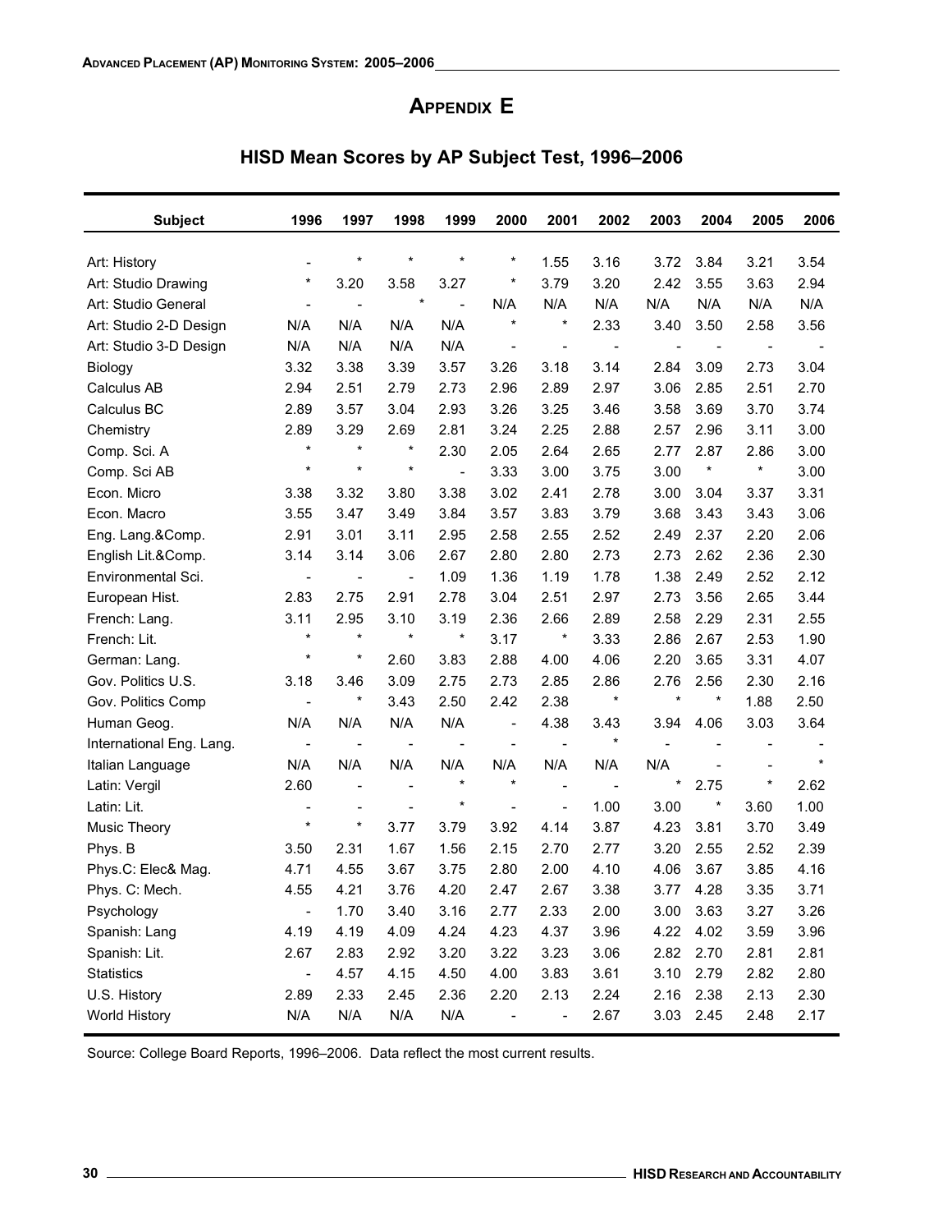# APPENDIX E

## HISD Mean Scores by AP Subject Test, 1996–2006

| Subject | 1996 | 1997 | 1998 | 1999 | 2000 | 2001 | 2002 | 2003 | 2004 | 2005 | 2006 |
|---|---|---|---|---|---|---|---|---|---|---|---|
| Art: History | - | * | * | * | * | 1.55 | 3.16 | 3.72 | 3.84 | 3.21 | 3.54 |
| Art: Studio Drawing | * | 3.20 | 3.58 | 3.27 | * | 3.79 | 3.20 | 2.42 | 3.55 | 3.63 | 2.94 |
| Art: Studio General | - | - | * | - | N/A | N/A | N/A | N/A | N/A | N/A | N/A |
| Art: Studio 2-D Design | N/A | N/A | N/A | N/A | * | * | 2.33 | 3.40 | 3.50 | 2.58 | 3.56 |
| Art: Studio 3-D Design | N/A | N/A | N/A | N/A | - | - | - | - | - | - | - |
| Biology | 3.32 | 3.38 | 3.39 | 3.57 | 3.26 | 3.18 | 3.14 | 2.84 | 3.09 | 2.73 | 3.04 |
| Calculus AB | 2.94 | 2.51 | 2.79 | 2.73 | 2.96 | 2.89 | 2.97 | 3.06 | 2.85 | 2.51 | 2.70 |
| Calculus BC | 2.89 | 3.57 | 3.04 | 2.93 | 3.26 | 3.25 | 3.46 | 3.58 | 3.69 | 3.70 | 3.74 |
| Chemistry | 2.89 | 3.29 | 2.69 | 2.81 | 3.24 | 2.25 | 2.88 | 2.57 | 2.96 | 3.11 | 3.00 |
| Comp. Sci. A | * | * | * | 2.30 | 2.05 | 2.64 | 2.65 | 2.77 | 2.87 | 2.86 | 3.00 |
| Comp. Sci AB | * | * | * | - | 3.33 | 3.00 | 3.75 | 3.00 | * | * | 3.00 |
| Econ. Micro | 3.38 | 3.32 | 3.80 | 3.38 | 3.02 | 2.41 | 2.78 | 3.00 | 3.04 | 3.37 | 3.31 |
| Econ. Macro | 3.55 | 3.47 | 3.49 | 3.84 | 3.57 | 3.83 | 3.79 | 3.68 | 3.43 | 3.43 | 3.06 |
| Eng. Lang.&Comp. | 2.91 | 3.01 | 3.11 | 2.95 | 2.58 | 2.55 | 2.52 | 2.49 | 2.37 | 2.20 | 2.06 |
| English Lit.&Comp. | 3.14 | 3.14 | 3.06 | 2.67 | 2.80 | 2.80 | 2.73 | 2.73 | 2.62 | 2.36 | 2.30 |
| Environmental Sci. | - | - | - | 1.09 | 1.36 | 1.19 | 1.78 | 1.38 | 2.49 | 2.52 | 2.12 |
| European Hist. | 2.83 | 2.75 | 2.91 | 2.78 | 3.04 | 2.51 | 2.97 | 2.73 | 3.56 | 2.65 | 3.44 |
| French: Lang. | 3.11 | 2.95 | 3.10 | 3.19 | 2.36 | 2.66 | 2.89 | 2.58 | 2.29 | 2.31 | 2.55 |
| French: Lit. | * | * | * | * | 3.17 | * | 3.33 | 2.86 | 2.67 | 2.53 | 1.90 |
| German: Lang. | * | * | 2.60 | 3.83 | 2.88 | 4.00 | 4.06 | 2.20 | 3.65 | 3.31 | 4.07 |
| Gov. Politics U.S. | 3.18 | 3.46 | 3.09 | 2.75 | 2.73 | 2.85 | 2.86 | 2.76 | 2.56 | 2.30 | 2.16 |
| Gov. Politics Comp | - | * | 3.43 | 2.50 | 2.42 | 2.38 | * | * | * | 1.88 | 2.50 |
| Human Geog. | N/A | N/A | N/A | N/A | - | 4.38 | 3.43 | 3.94 | 4.06 | 3.03 | 3.64 |
| International Eng. Lang. | - | - | - | - | - | - | * | - | - | - | - |
| Italian Language | N/A | N/A | N/A | N/A | N/A | N/A | N/A | N/A | - | - | * |
| Latin: Vergil | 2.60 | - | - | * | * | - | - | * | 2.75 | * | 2.62 |
| Latin: Lit. | - | - | - | * | - | - | 1.00 | 3.00 | * | 3.60 | 1.00 |
| Music Theory | * | * | 3.77 | 3.79 | 3.92 | 4.14 | 3.87 | 4.23 | 3.81 | 3.70 | 3.49 |
| Phys. B | 3.50 | 2.31 | 1.67 | 1.56 | 2.15 | 2.70 | 2.77 | 3.20 | 2.55 | 2.52 | 2.39 |
| Phys.C: Elec& Mag. | 4.71 | 4.55 | 3.67 | 3.75 | 2.80 | 2.00 | 4.10 | 4.06 | 3.67 | 3.85 | 4.16 |
| Phys. C: Mech. | 4.55 | 4.21 | 3.76 | 4.20 | 2.47 | 2.67 | 3.38 | 3.77 | 4.28 | 3.35 | 3.71 |
| Psychology | - | 1.70 | 3.40 | 3.16 | 2.77 | 2.33 | 2.00 | 3.00 | 3.63 | 3.27 | 3.26 |
| Spanish: Lang | 4.19 | 4.19 | 4.09 | 4.24 | 4.23 | 4.37 | 3.96 | 4.22 | 4.02 | 3.59 | 3.96 |
| Spanish: Lit. | 2.67 | 2.83 | 2.92 | 3.20 | 3.22 | 3.23 | 3.06 | 2.82 | 2.70 | 2.81 | 2.81 |
| Statistics | - | 4.57 | 4.15 | 4.50 | 4.00 | 3.83 | 3.61 | 3.10 | 2.79 | 2.82 | 2.80 |
| U.S. History | 2.89 | 2.33 | 2.45 | 2.36 | 2.20 | 2.13 | 2.24 | 2.16 | 2.38 | 2.13 | 2.30 |
| World History | N/A | N/A | N/A | N/A | - | - | 2.67 | 3.03 | 2.45 | 2.48 | 2.17 |

Source: College Board Reports, 1996–2006. Data reflect the most current results.